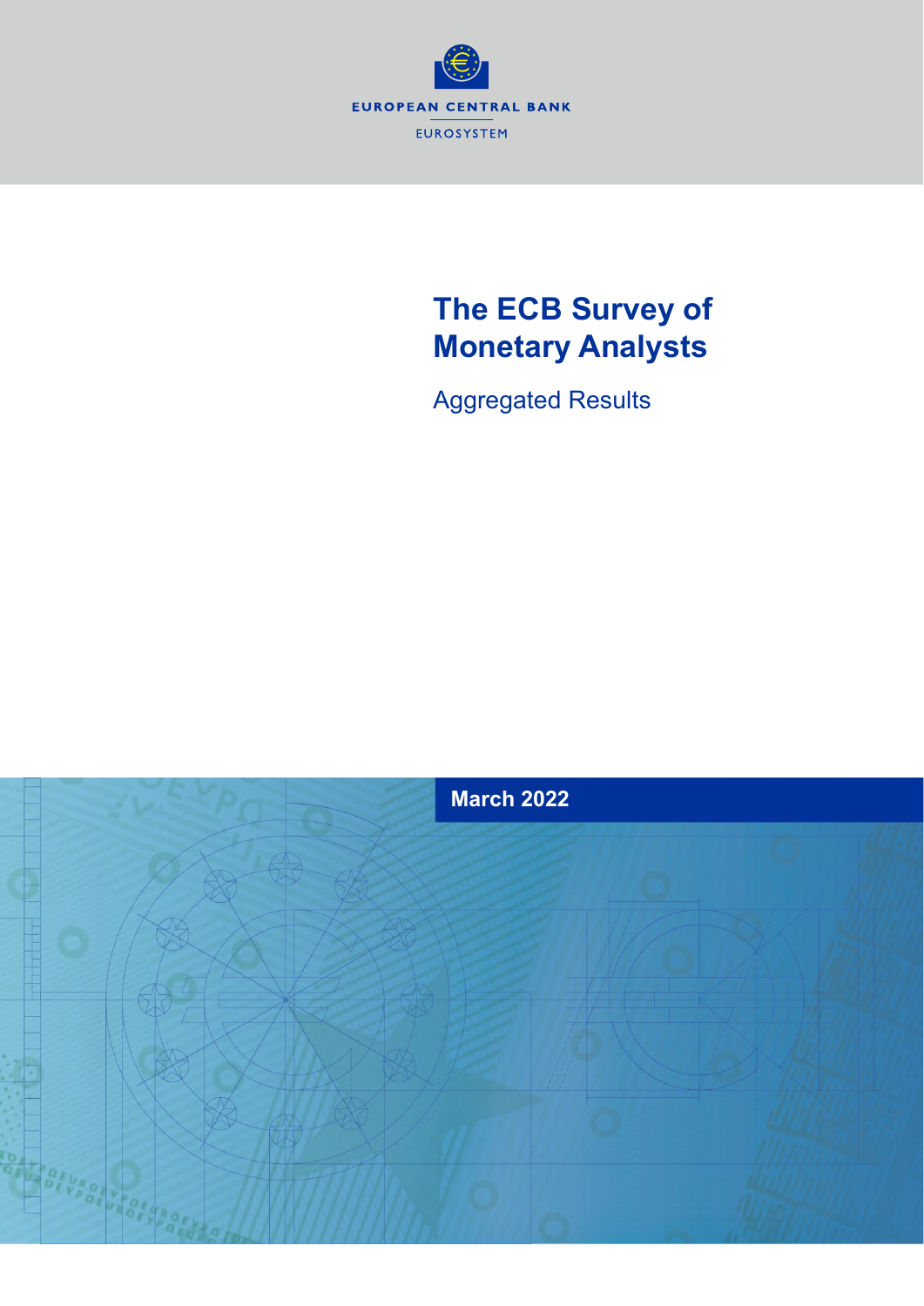EUROPEAN CENTRAL BANK

EUROSYSTEM

# The ECB Survey of Monetary Analysts

## Aggregated Results

**March 2022**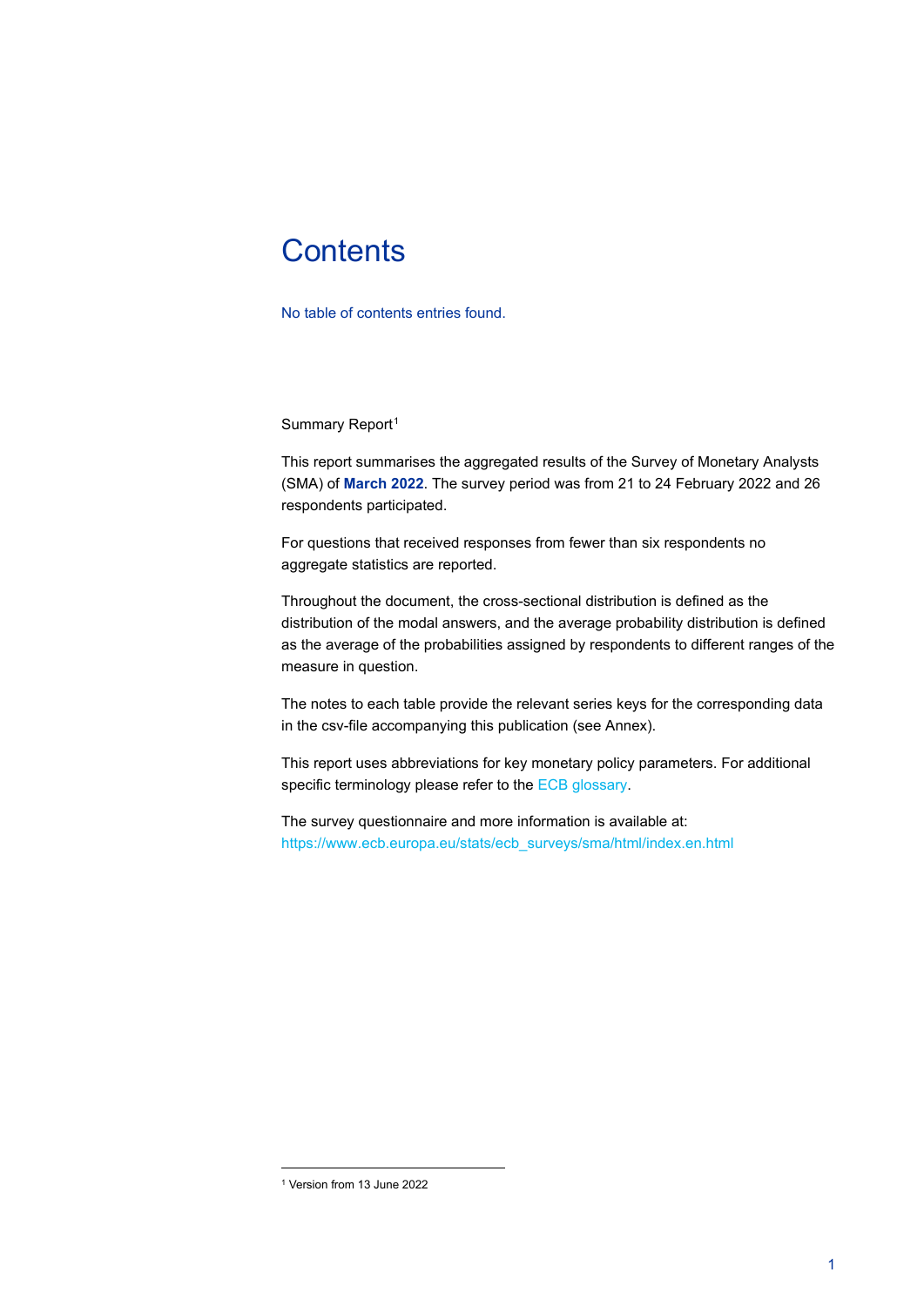# Contents

No table of contents entries found.

Summary Report[1]

This report summarises the aggregated results of the Survey of Monetary Analysts (SMA) of **March 2022**. The survey period was from 21 to 24 February 2022 and 26 respondents participated.

For questions that received responses from fewer than six respondents no aggregate statistics are reported.

Throughout the document, the cross-sectional distribution is defined as the distribution of the modal answers, and the average probability distribution is defined as the average of the probabilities assigned by respondents to different ranges of the measure in question.

The notes to each table provide the relevant series keys for the corresponding data in the csv-file accompanying this publication (see Annex).

This report uses abbreviations for key monetary policy parameters. For additional specific terminology please refer to the ECB glossary.

The survey questionnaire and more information is available at: https://www.ecb.europa.eu/stats/ecb_surveys/sma/html/index.en.html

[1] Version from 13 June 2022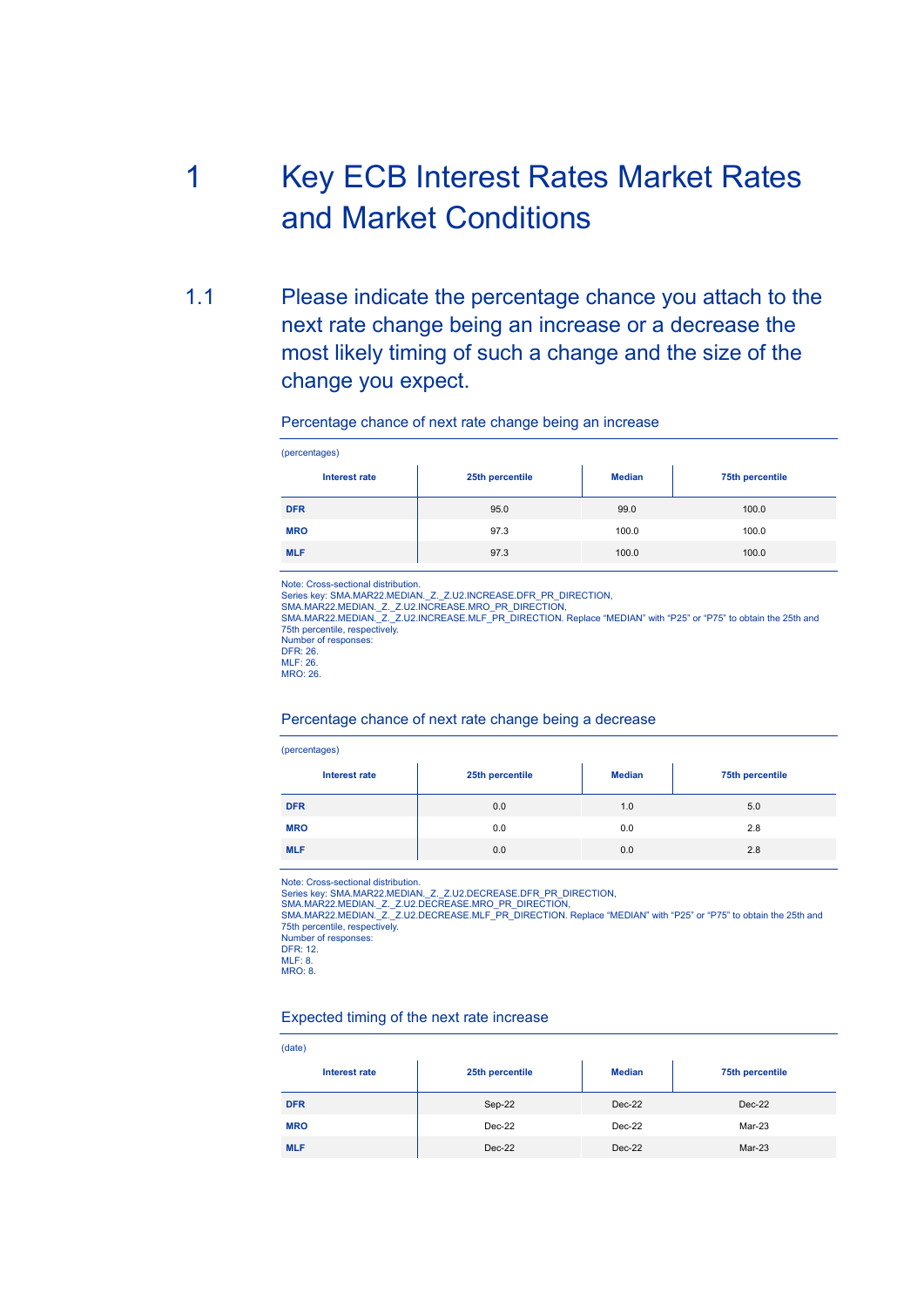# 1 Key ECB Interest Rates Market Rates and Market Conditions

## 1.1 Please indicate the percentage chance you attach to the next rate change being an increase or a decrease the most likely timing of such a change and the size of the change you expect.

### Percentage chance of next rate change being an increase

(percentages)

| Interest rate | 25th percentile | Median | 75th percentile |
|---|---|---|---|
| **DFR** | 95.0 | 99.0 | 100.0 |
| **MRO** | 97.3 | 100.0 | 100.0 |
| **MLF** | 97.3 | 100.0 | 100.0 |

Note: Cross-sectional distribution.
Series key: SMA.MAR22.MEDIAN._Z._Z.U2.INCREASE.DFR_PR_DIRECTION,
SMA.MAR22.MEDIAN._Z._Z.U2.INCREASE.MRO_PR_DIRECTION,
SMA.MAR22.MEDIAN._Z._Z.U2.INCREASE.MLF_PR_DIRECTION. Replace "MEDIAN" with "P25" or "P75" to obtain the 25th and 75th percentile, respectively.
Number of responses:
DFR: 26.
MLF: 26.
MRO: 26.

### Percentage chance of next rate change being a decrease

(percentages)

| Interest rate | 25th percentile | Median | 75th percentile |
|---|---|---|---|
| **DFR** | 0.0 | 1.0 | 5.0 |
| **MRO** | 0.0 | 0.0 | 2.8 |
| **MLF** | 0.0 | 0.0 | 2.8 |

Note: Cross-sectional distribution.
Series key: SMA.MAR22.MEDIAN._Z._Z.U2.DECREASE.DFR_PR_DIRECTION,
SMA.MAR22.MEDIAN._Z._Z.U2.DECREASE.MRO_PR_DIRECTION,
SMA.MAR22.MEDIAN._Z._Z.U2.DECREASE.MLF_PR_DIRECTION. Replace "MEDIAN" with "P25" or "P75" to obtain the 25th and 75th percentile, respectively.
Number of responses:
DFR: 12.
MLF: 8.
MRO: 8.

### Expected timing of the next rate increase

(date)

| Interest rate | 25th percentile | Median | 75th percentile |
|---|---|---|---|
| **DFR** | Sep-22 | Dec-22 | Dec-22 |
| **MRO** | Dec-22 | Dec-22 | Mar-23 |
| **MLF** | Dec-22 | Dec-22 | Mar-23 |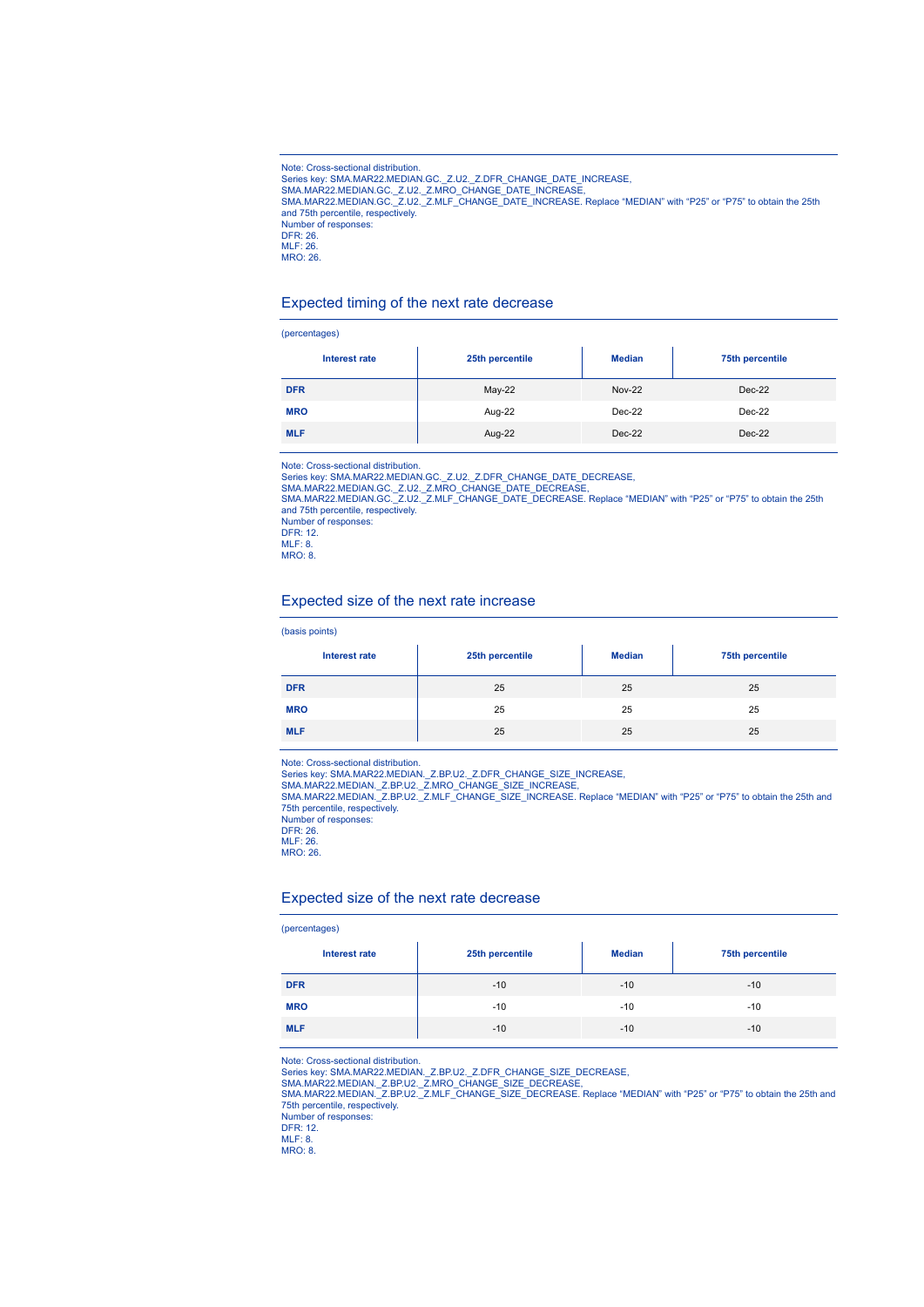Note: Cross-sectional distribution.
Series key: SMA.MAR22.MEDIAN.GC._Z.U2._Z.DFR_CHANGE_DATE_INCREASE,
SMA.MAR22.MEDIAN.GC._Z.U2._Z.MRO_CHANGE_DATE_INCREASE,
SMA.MAR22.MEDIAN.GC._Z.U2._Z.MLF_CHANGE_DATE_INCREASE. Replace "MEDIAN" with "P25" or "P75" to obtain the 25th and 75th percentile, respectively.
Number of responses:
DFR: 26.
MLF: 26.
MRO: 26.

## Expected timing of the next rate decrease

(percentages)

| Interest rate | 25th percentile | Median | 75th percentile |
|---|---|---|---|
| **DFR** | May-22 | Nov-22 | Dec-22 |
| **MRO** | Aug-22 | Dec-22 | Dec-22 |
| **MLF** | Aug-22 | Dec-22 | Dec-22 |

Note: Cross-sectional distribution.
Series key: SMA.MAR22.MEDIAN.GC._Z.U2._Z.DFR_CHANGE_DATE_DECREASE,
SMA.MAR22.MEDIAN.GC._Z.U2._Z.MRO_CHANGE_DATE_DECREASE,
SMA.MAR22.MEDIAN.GC._Z.U2._Z.MLF_CHANGE_DATE_DECREASE. Replace "MEDIAN" with "P25" or "P75" to obtain the 25th and 75th percentile, respectively.
Number of responses:
DFR: 12.
MLF: 8.
MRO: 8.

## Expected size of the next rate increase

(basis points)

| Interest rate | 25th percentile | Median | 75th percentile |
|---|---|---|---|
| **DFR** | 25 | 25 | 25 |
| **MRO** | 25 | 25 | 25 |
| **MLF** | 25 | 25 | 25 |

Note: Cross-sectional distribution.
Series key: SMA.MAR22.MEDIAN._Z.BP.U2._Z.DFR_CHANGE_SIZE_INCREASE,
SMA.MAR22.MEDIAN._Z.BP.U2._Z.MRO_CHANGE_SIZE_INCREASE,
SMA.MAR22.MEDIAN._Z.BP.U2._Z.MLF_CHANGE_SIZE_INCREASE. Replace "MEDIAN" with "P25" or "P75" to obtain the 25th and 75th percentile, respectively.
Number of responses:
DFR: 26.
MLF: 26.
MRO: 26.

## Expected size of the next rate decrease

(percentages)

| Interest rate | 25th percentile | Median | 75th percentile |
|---|---|---|---|
| **DFR** | -10 | -10 | -10 |
| **MRO** | -10 | -10 | -10 |
| **MLF** | -10 | -10 | -10 |

Note: Cross-sectional distribution.
Series key: SMA.MAR22.MEDIAN._Z.BP.U2._Z.DFR_CHANGE_SIZE_DECREASE,
SMA.MAR22.MEDIAN._Z.BP.U2._Z.MRO_CHANGE_SIZE_DECREASE,
SMA.MAR22.MEDIAN._Z.BP.U2._Z.MLF_CHANGE_SIZE_DECREASE. Replace "MEDIAN" with "P25" or "P75" to obtain the 25th and 75th percentile, respectively.
Number of responses:
DFR: 12.
MLF: 8.
MRO: 8.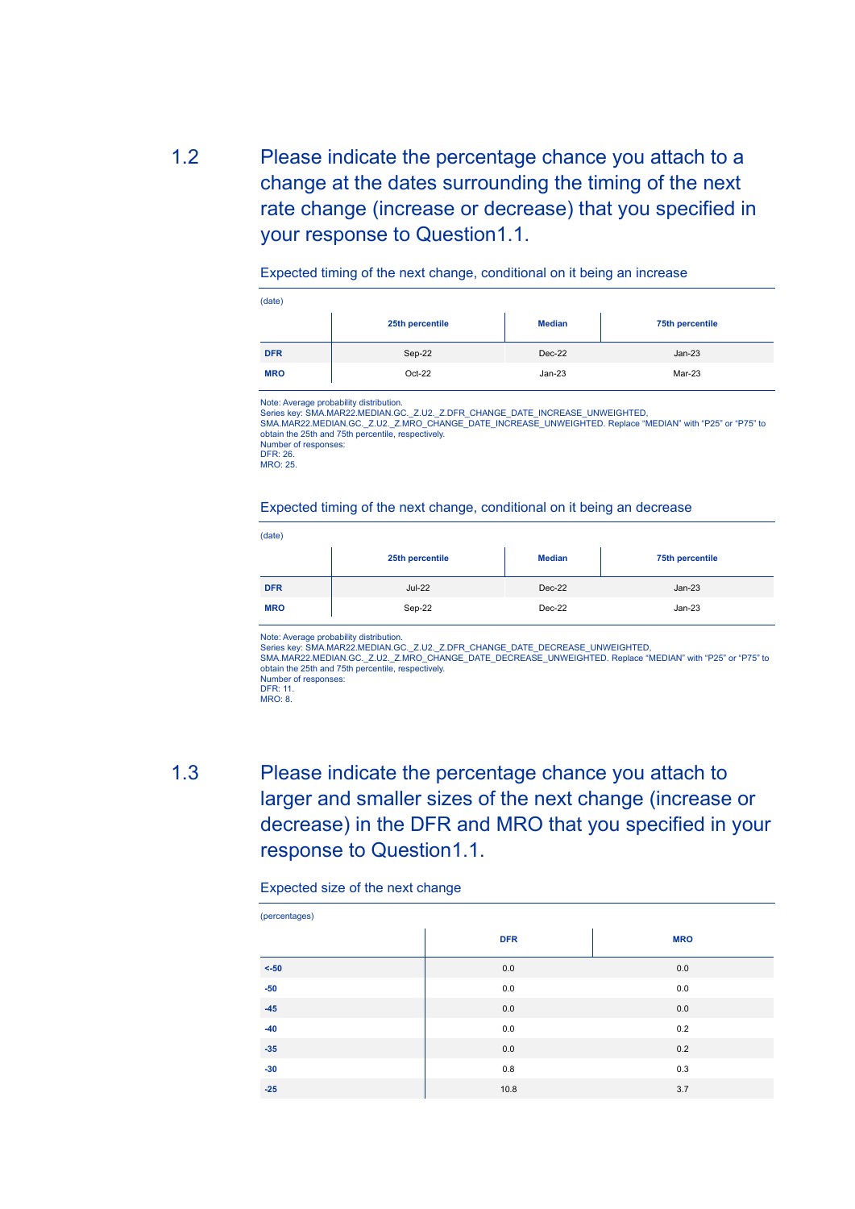## 1.2 Please indicate the percentage chance you attach to a change at the dates surrounding the timing of the next rate change (increase or decrease) that you specified in your response to Question1.1.

Expected timing of the next change, conditional on it being an increase

(date)

| | 25th percentile | Median | 75th percentile |
|---|---|---|---|
| **DFR** | Sep-22 | Dec-22 | Jan-23 |
| **MRO** | Oct-22 | Jan-23 | Mar-23 |

Note: Average probability distribution.
Series key: SMA.MAR22.MEDIAN.GC._Z.U2._Z.DFR_CHANGE_DATE_INCREASE_UNWEIGHTED, SMA.MAR22.MEDIAN.GC._Z.U2._Z.MRO_CHANGE_DATE_INCREASE_UNWEIGHTED. Replace "MEDIAN" with "P25" or "P75" to obtain the 25th and 75th percentile, respectively.
Number of responses:
DFR: 26.
MRO: 25.

Expected timing of the next change, conditional on it being an decrease

(date)

| | 25th percentile | Median | 75th percentile |
|---|---|---|---|
| **DFR** | Jul-22 | Dec-22 | Jan-23 |
| **MRO** | Sep-22 | Dec-22 | Jan-23 |

Note: Average probability distribution.
Series key: SMA.MAR22.MEDIAN.GC._Z.U2._Z.DFR_CHANGE_DATE_DECREASE_UNWEIGHTED, SMA.MAR22.MEDIAN.GC._Z.U2._Z.MRO_CHANGE_DATE_DECREASE_UNWEIGHTED. Replace "MEDIAN" with "P25" or "P75" to obtain the 25th and 75th percentile, respectively.
Number of responses:
DFR: 11.
MRO: 8.

## 1.3 Please indicate the percentage chance you attach to larger and smaller sizes of the next change (increase or decrease) in the DFR and MRO that you specified in your response to Question1.1.

Expected size of the next change

(percentages)

| | DFR | MRO |
|---|---|---|
| **<-50** | 0.0 | 0.0 |
| **-50** | 0.0 | 0.0 |
| **-45** | 0.0 | 0.0 |
| **-40** | 0.0 | 0.2 |
| **-35** | 0.0 | 0.2 |
| **-30** | 0.8 | 0.3 |
| **-25** | 10.8 | 3.7 |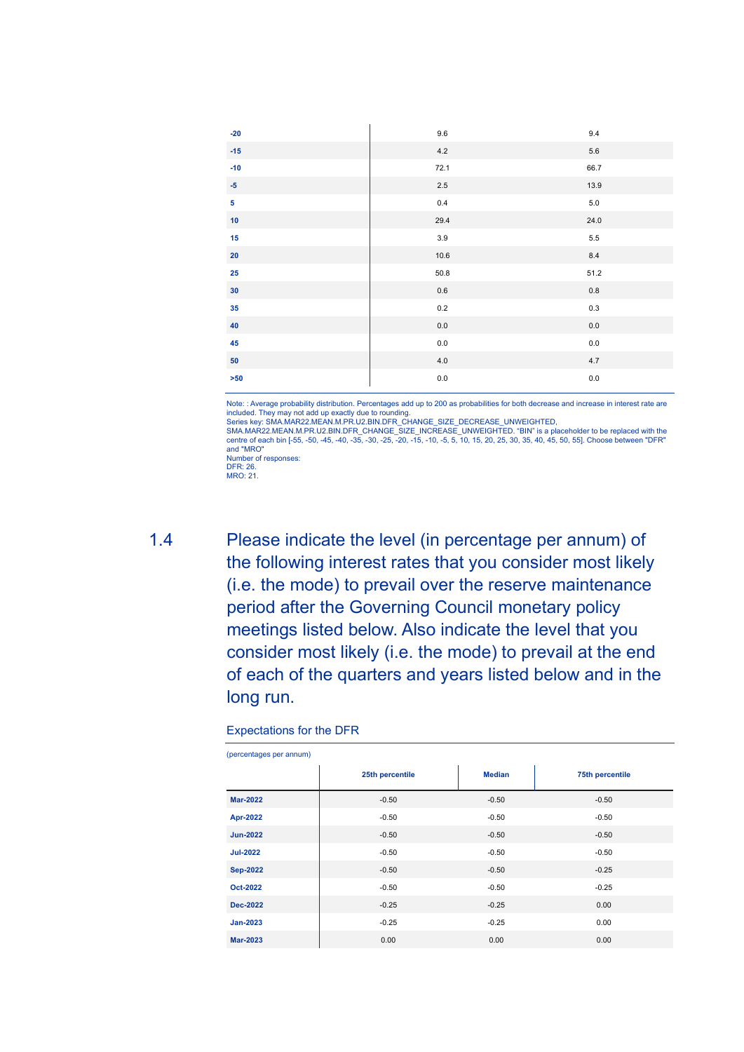| | | |
|---|---|---|
| **-20** | 9.6 | 9.4 |
| **-15** | 4.2 | 5.6 |
| **-10** | 72.1 | 66.7 |
| **-5** | 2.5 | 13.9 |
| **5** | 0.4 | 5.0 |
| **10** | 29.4 | 24.0 |
| **15** | 3.9 | 5.5 |
| **20** | 10.6 | 8.4 |
| **25** | 50.8 | 51.2 |
| **30** | 0.6 | 0.8 |
| **35** | 0.2 | 0.3 |
| **40** | 0.0 | 0.0 |
| **45** | 0.0 | 0.0 |
| **50** | 4.0 | 4.7 |
| **>50** | 0.0 | 0.0 |

Note: : Average probability distribution. Percentages add up to 200 as probabilities for both decrease and increase in interest rate are included. They may not add up exactly due to rounding.
Series key: SMA.MAR22.MEAN.M.PR.U2.BIN.DFR_CHANGE_SIZE_DECREASE_UNWEIGHTED, SMA.MAR22.MEAN.M.PR.U2.BIN.DFR_CHANGE_SIZE_INCREASE_UNWEIGHTED. "BIN" is a placeholder to be replaced with the centre of each bin [-55, -50, -45, -40, -35, -30, -25, -20, -15, -10, -5, 5, 10, 15, 20, 25, 30, 35, 40, 45, 50, 55]. Choose between "DFR" and "MRO"
Number of responses:
DFR: 26.
MRO: 21.

## 1.4 Please indicate the level (in percentage per annum) of the following interest rates that you consider most likely (i.e. the mode) to prevail over the reserve maintenance period after the Governing Council monetary policy meetings listed below. Also indicate the level that you consider most likely (i.e. the mode) to prevail at the end of each of the quarters and years listed below and in the long run.

### Expectations for the DFR

(percentages per annum)

| | 25th percentile | Median | 75th percentile |
|---|---|---|---|
| **Mar-2022** | -0.50 | -0.50 | -0.50 |
| **Apr-2022** | -0.50 | -0.50 | -0.50 |
| **Jun-2022** | -0.50 | -0.50 | -0.50 |
| **Jul-2022** | -0.50 | -0.50 | -0.50 |
| **Sep-2022** | -0.50 | -0.50 | -0.25 |
| **Oct-2022** | -0.50 | -0.50 | -0.25 |
| **Dec-2022** | -0.25 | -0.25 | 0.00 |
| **Jan-2023** | -0.25 | -0.25 | 0.00 |
| **Mar-2023** | 0.00 | 0.00 | 0.00 |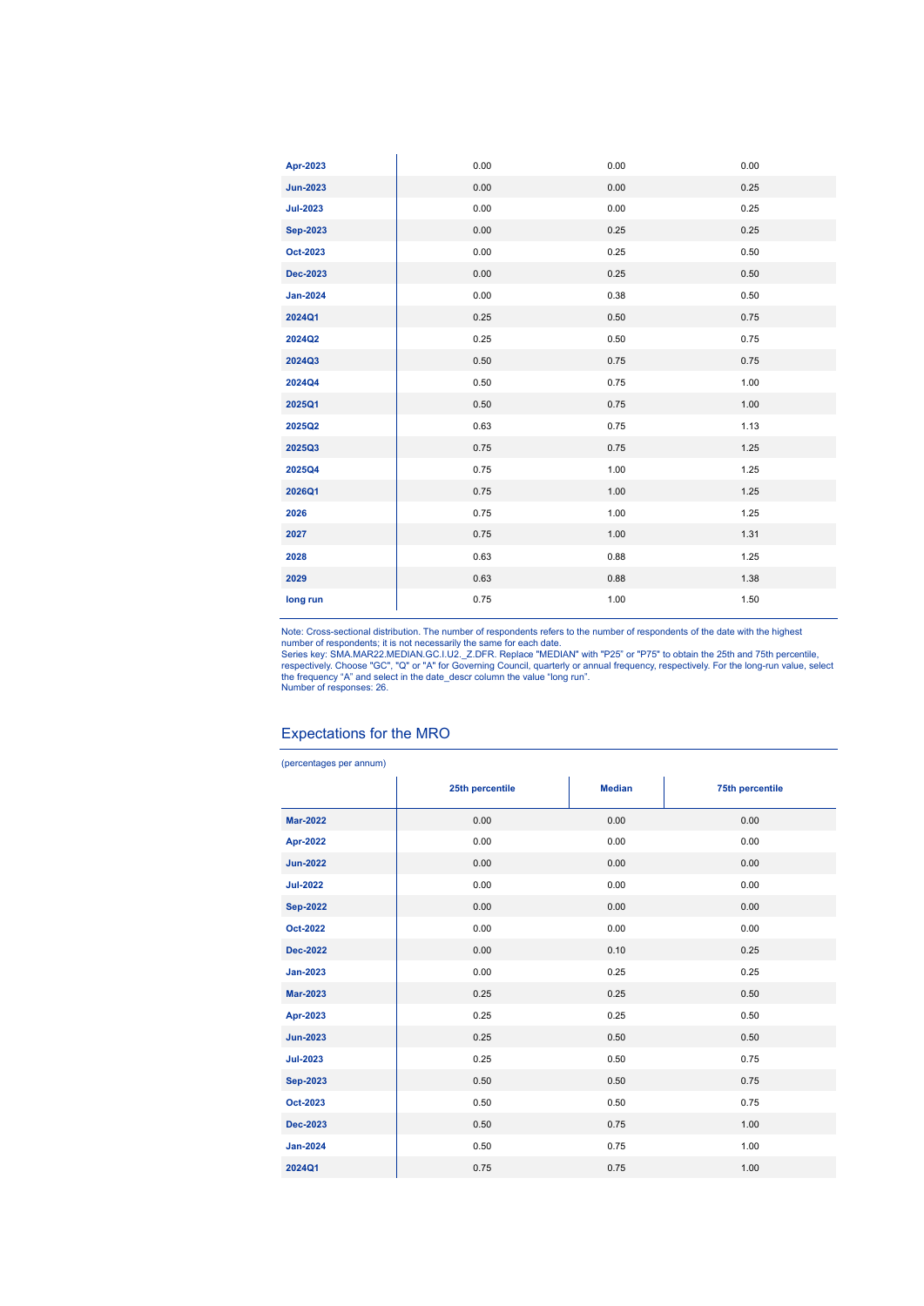| | | | |
|---|---|---|---|
| Apr-2023 | 0.00 | 0.00 | 0.00 |
| Jun-2023 | 0.00 | 0.00 | 0.25 |
| Jul-2023 | 0.00 | 0.00 | 0.25 |
| Sep-2023 | 0.00 | 0.25 | 0.25 |
| Oct-2023 | 0.00 | 0.25 | 0.50 |
| Dec-2023 | 0.00 | 0.25 | 0.50 |
| Jan-2024 | 0.00 | 0.38 | 0.50 |
| 2024Q1 | 0.25 | 0.50 | 0.75 |
| 2024Q2 | 0.25 | 0.50 | 0.75 |
| 2024Q3 | 0.50 | 0.75 | 0.75 |
| 2024Q4 | 0.50 | 0.75 | 1.00 |
| 2025Q1 | 0.50 | 0.75 | 1.00 |
| 2025Q2 | 0.63 | 0.75 | 1.13 |
| 2025Q3 | 0.75 | 0.75 | 1.25 |
| 2025Q4 | 0.75 | 1.00 | 1.25 |
| 2026Q1 | 0.75 | 1.00 | 1.25 |
| 2026 | 0.75 | 1.00 | 1.25 |
| 2027 | 0.75 | 1.00 | 1.31 |
| 2028 | 0.63 | 0.88 | 1.25 |
| 2029 | 0.63 | 0.88 | 1.38 |
| long run | 0.75 | 1.00 | 1.50 |

Note: Cross-sectional distribution. The number of respondents refers to the number of respondents of the date with the highest number of respondents; it is not necessarily the same for each date.
Series key: SMA.MAR22.MEDIAN.GC.I.U2._Z.DFR. Replace "MEDIAN" with "P25" or "P75" to obtain the 25th and 75th percentile, respectively. Choose "GC", "Q" or "A" for Governing Council, quarterly or annual frequency, respectively. For the long-run value, select the frequency "A" and select in the date_descr column the value "long run".
Number of responses: 26.

## Expectations for the MRO

(percentages per annum)

| | 25th percentile | Median | 75th percentile |
|---|---|---|---|
| Mar-2022 | 0.00 | 0.00 | 0.00 |
| Apr-2022 | 0.00 | 0.00 | 0.00 |
| Jun-2022 | 0.00 | 0.00 | 0.00 |
| Jul-2022 | 0.00 | 0.00 | 0.00 |
| Sep-2022 | 0.00 | 0.00 | 0.00 |
| Oct-2022 | 0.00 | 0.00 | 0.00 |
| Dec-2022 | 0.00 | 0.10 | 0.25 |
| Jan-2023 | 0.00 | 0.25 | 0.25 |
| Mar-2023 | 0.25 | 0.25 | 0.50 |
| Apr-2023 | 0.25 | 0.25 | 0.50 |
| Jun-2023 | 0.25 | 0.50 | 0.50 |
| Jul-2023 | 0.25 | 0.50 | 0.75 |
| Sep-2023 | 0.50 | 0.50 | 0.75 |
| Oct-2023 | 0.50 | 0.50 | 0.75 |
| Dec-2023 | 0.50 | 0.75 | 1.00 |
| Jan-2024 | 0.50 | 0.75 | 1.00 |
| 2024Q1 | 0.75 | 0.75 | 1.00 |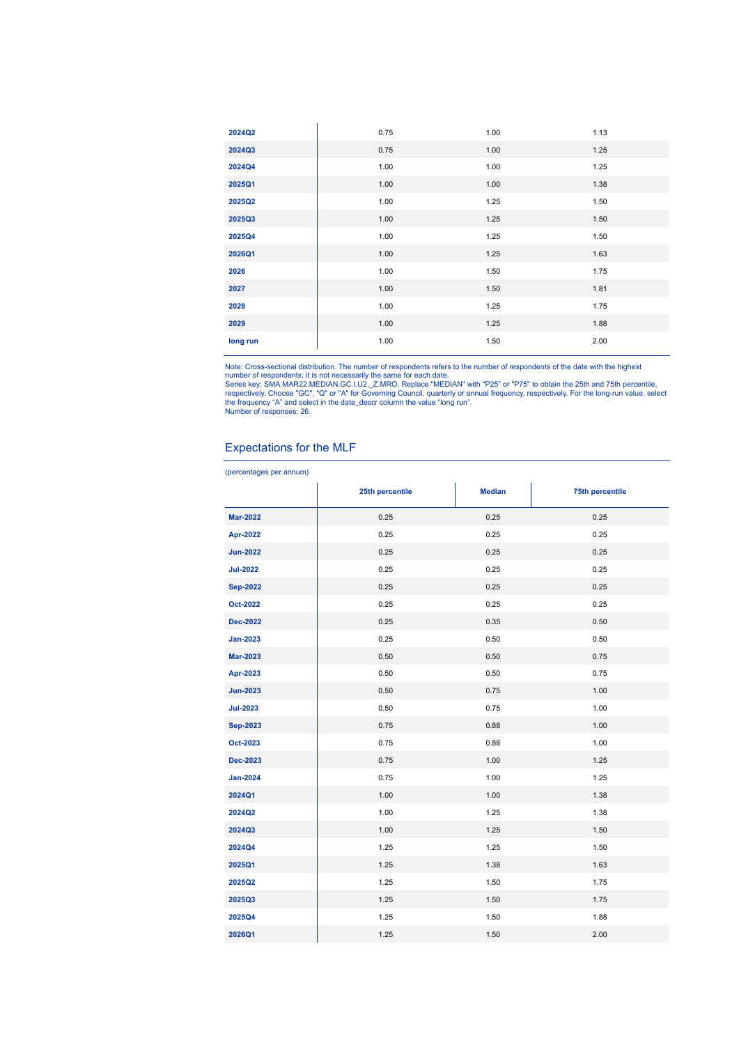| | | | |
|---|---|---|---|
| **2024Q2** | 0.75 | 1.00 | 1.13 |
| **2024Q3** | 0.75 | 1.00 | 1.25 |
| **2024Q4** | 1.00 | 1.00 | 1.25 |
| **2025Q1** | 1.00 | 1.00 | 1.38 |
| **2025Q2** | 1.00 | 1.25 | 1.50 |
| **2025Q3** | 1.00 | 1.25 | 1.50 |
| **2025Q4** | 1.00 | 1.25 | 1.50 |
| **2026Q1** | 1.00 | 1.25 | 1.63 |
| **2026** | 1.00 | 1.50 | 1.75 |
| **2027** | 1.00 | 1.50 | 1.81 |
| **2028** | 1.00 | 1.25 | 1.75 |
| **2029** | 1.00 | 1.25 | 1.88 |
| **long run** | 1.00 | 1.50 | 2.00 |

Note: Cross-sectional distribution. The number of respondents refers to the number of respondents of the date with the highest number of respondents; it is not necessarily the same for each date.
Series key: SMA.MAR22.MEDIAN.GC.I.U2._Z.MRO. Replace "MEDIAN" with "P25" or "P75" to obtain the 25th and 75th percentile, respectively. Choose "GC", "Q" or "A" for Governing Council, quarterly or annual frequency, respectively. For the long-run value, select the frequency "A" and select in the date_descr column the value "long run".
Number of responses: 26.

## Expectations for the MLF

(percentages per annum)

| | 25th percentile | Median | 75th percentile |
|---|---|---|---|
| **Mar-2022** | 0.25 | 0.25 | 0.25 |
| **Apr-2022** | 0.25 | 0.25 | 0.25 |
| **Jun-2022** | 0.25 | 0.25 | 0.25 |
| **Jul-2022** | 0.25 | 0.25 | 0.25 |
| **Sep-2022** | 0.25 | 0.25 | 0.25 |
| **Oct-2022** | 0.25 | 0.25 | 0.25 |
| **Dec-2022** | 0.25 | 0.35 | 0.50 |
| **Jan-2023** | 0.25 | 0.50 | 0.50 |
| **Mar-2023** | 0.50 | 0.50 | 0.75 |
| **Apr-2023** | 0.50 | 0.50 | 0.75 |
| **Jun-2023** | 0.50 | 0.75 | 1.00 |
| **Jul-2023** | 0.50 | 0.75 | 1.00 |
| **Sep-2023** | 0.75 | 0.88 | 1.00 |
| **Oct-2023** | 0.75 | 0.88 | 1.00 |
| **Dec-2023** | 0.75 | 1.00 | 1.25 |
| **Jan-2024** | 0.75 | 1.00 | 1.25 |
| **2024Q1** | 1.00 | 1.00 | 1.38 |
| **2024Q2** | 1.00 | 1.25 | 1.38 |
| **2024Q3** | 1.00 | 1.25 | 1.50 |
| **2024Q4** | 1.25 | 1.25 | 1.50 |
| **2025Q1** | 1.25 | 1.38 | 1.63 |
| **2025Q2** | 1.25 | 1.50 | 1.75 |
| **2025Q3** | 1.25 | 1.50 | 1.75 |
| **2025Q4** | 1.25 | 1.50 | 1.88 |
| **2026Q1** | 1.25 | 1.50 | 2.00 |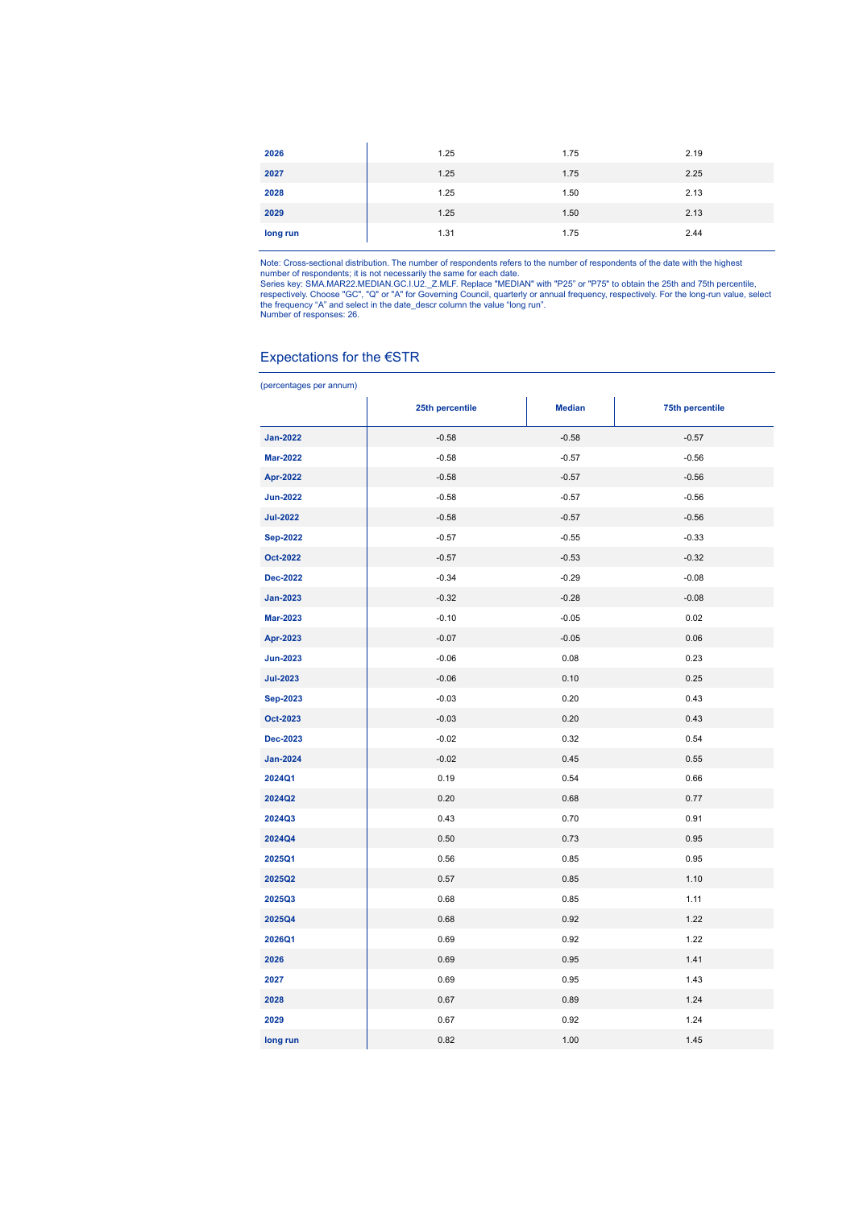| | | | |
|---|---|---|---|
| **2026** | 1.25 | 1.75 | 2.19 |
| **2027** | 1.25 | 1.75 | 2.25 |
| **2028** | 1.25 | 1.50 | 2.13 |
| **2029** | 1.25 | 1.50 | 2.13 |
| **long run** | 1.31 | 1.75 | 2.44 |

Note: Cross-sectional distribution. The number of respondents refers to the number of respondents of the date with the highest number of respondents; it is not necessarily the same for each date.
Series key: SMA.MAR22.MEDIAN.GC.I.U2._Z.MLF. Replace "MEDIAN" with "P25" or "P75" to obtain the 25th and 75th percentile, respectively. Choose "GC", "Q" or "A" for Governing Council, quarterly or annual frequency, respectively. For the long-run value, select the frequency "A" and select in the date_descr column the value "long run".
Number of responses: 26.

## Expectations for the €STR

(percentages per annum)

| | 25th percentile | Median | 75th percentile |
|---|---|---|---|
| **Jan-2022** | -0.58 | -0.58 | -0.57 |
| **Mar-2022** | -0.58 | -0.57 | -0.56 |
| **Apr-2022** | -0.58 | -0.57 | -0.56 |
| **Jun-2022** | -0.58 | -0.57 | -0.56 |
| **Jul-2022** | -0.58 | -0.57 | -0.56 |
| **Sep-2022** | -0.57 | -0.55 | -0.33 |
| **Oct-2022** | -0.57 | -0.53 | -0.32 |
| **Dec-2022** | -0.34 | -0.29 | -0.08 |
| **Jan-2023** | -0.32 | -0.28 | -0.08 |
| **Mar-2023** | -0.10 | -0.05 | 0.02 |
| **Apr-2023** | -0.07 | -0.05 | 0.06 |
| **Jun-2023** | -0.06 | 0.08 | 0.23 |
| **Jul-2023** | -0.06 | 0.10 | 0.25 |
| **Sep-2023** | -0.03 | 0.20 | 0.43 |
| **Oct-2023** | -0.03 | 0.20 | 0.43 |
| **Dec-2023** | -0.02 | 0.32 | 0.54 |
| **Jan-2024** | -0.02 | 0.45 | 0.55 |
| **2024Q1** | 0.19 | 0.54 | 0.66 |
| **2024Q2** | 0.20 | 0.68 | 0.77 |
| **2024Q3** | 0.43 | 0.70 | 0.91 |
| **2024Q4** | 0.50 | 0.73 | 0.95 |
| **2025Q1** | 0.56 | 0.85 | 0.95 |
| **2025Q2** | 0.57 | 0.85 | 1.10 |
| **2025Q3** | 0.68 | 0.85 | 1.11 |
| **2025Q4** | 0.68 | 0.92 | 1.22 |
| **2026Q1** | 0.69 | 0.92 | 1.22 |
| **2026** | 0.69 | 0.95 | 1.41 |
| **2027** | 0.69 | 0.95 | 1.43 |
| **2028** | 0.67 | 0.89 | 1.24 |
| **2029** | 0.67 | 0.92 | 1.24 |
| **long run** | 0.82 | 1.00 | 1.45 |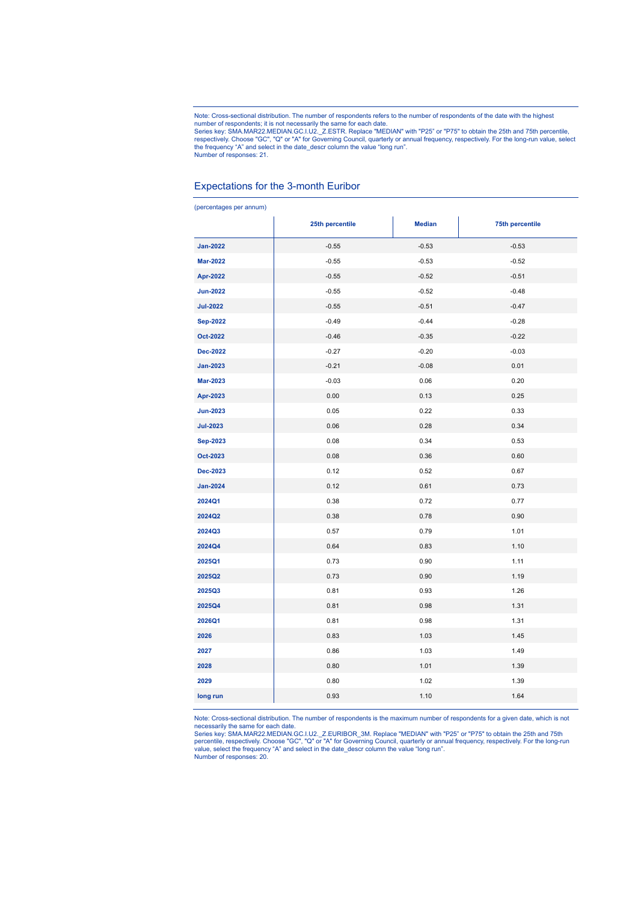Note: Cross-sectional distribution. The number of respondents refers to the number of respondents of the date with the highest number of respondents; it is not necessarily the same for each date.
Series key: SMA.MAR22.MEDIAN.GC.I.U2._Z.ESTR. Replace "MEDIAN" with "P25" or "P75" to obtain the 25th and 75th percentile, respectively. Choose "GC", "Q" or "A" for Governing Council, quarterly or annual frequency, respectively. For the long-run value, select the frequency "A" and select in the date_descr column the value "long run".
Number of responses: 21.

## Expectations for the 3-month Euribor

(percentages per annum)

| | 25th percentile | Median | 75th percentile |
|---|---|---|---|
| **Jan-2022** | -0.55 | -0.53 | -0.53 |
| **Mar-2022** | -0.55 | -0.53 | -0.52 |
| **Apr-2022** | -0.55 | -0.52 | -0.51 |
| **Jun-2022** | -0.55 | -0.52 | -0.48 |
| **Jul-2022** | -0.55 | -0.51 | -0.47 |
| **Sep-2022** | -0.49 | -0.44 | -0.28 |
| **Oct-2022** | -0.46 | -0.35 | -0.22 |
| **Dec-2022** | -0.27 | -0.20 | -0.03 |
| **Jan-2023** | -0.21 | -0.08 | 0.01 |
| **Mar-2023** | -0.03 | 0.06 | 0.20 |
| **Apr-2023** | 0.00 | 0.13 | 0.25 |
| **Jun-2023** | 0.05 | 0.22 | 0.33 |
| **Jul-2023** | 0.06 | 0.28 | 0.34 |
| **Sep-2023** | 0.08 | 0.34 | 0.53 |
| **Oct-2023** | 0.08 | 0.36 | 0.60 |
| **Dec-2023** | 0.12 | 0.52 | 0.67 |
| **Jan-2024** | 0.12 | 0.61 | 0.73 |
| **2024Q1** | 0.38 | 0.72 | 0.77 |
| **2024Q2** | 0.38 | 0.78 | 0.90 |
| **2024Q3** | 0.57 | 0.79 | 1.01 |
| **2024Q4** | 0.64 | 0.83 | 1.10 |
| **2025Q1** | 0.73 | 0.90 | 1.11 |
| **2025Q2** | 0.73 | 0.90 | 1.19 |
| **2025Q3** | 0.81 | 0.93 | 1.26 |
| **2025Q4** | 0.81 | 0.98 | 1.31 |
| **2026Q1** | 0.81 | 0.98 | 1.31 |
| **2026** | 0.83 | 1.03 | 1.45 |
| **2027** | 0.86 | 1.03 | 1.49 |
| **2028** | 0.80 | 1.01 | 1.39 |
| **2029** | 0.80 | 1.02 | 1.39 |
| **long run** | 0.93 | 1.10 | 1.64 |

Note: Cross-sectional distribution. The number of respondents is the maximum number of respondents for a given date, which is not necessarily the same for each date.
Series key: SMA.MAR22.MEDIAN.GC.I.U2._Z.EURIBOR_3M. Replace "MEDIAN" with "P25" or "P75" to obtain the 25th and 75th percentile, respectively. Choose "GC", "Q" or "A" for Governing Council, quarterly or annual frequency, respectively. For the long-run value, select the frequency "A" and select in the date_descr column the value "long run".
Number of responses: 20.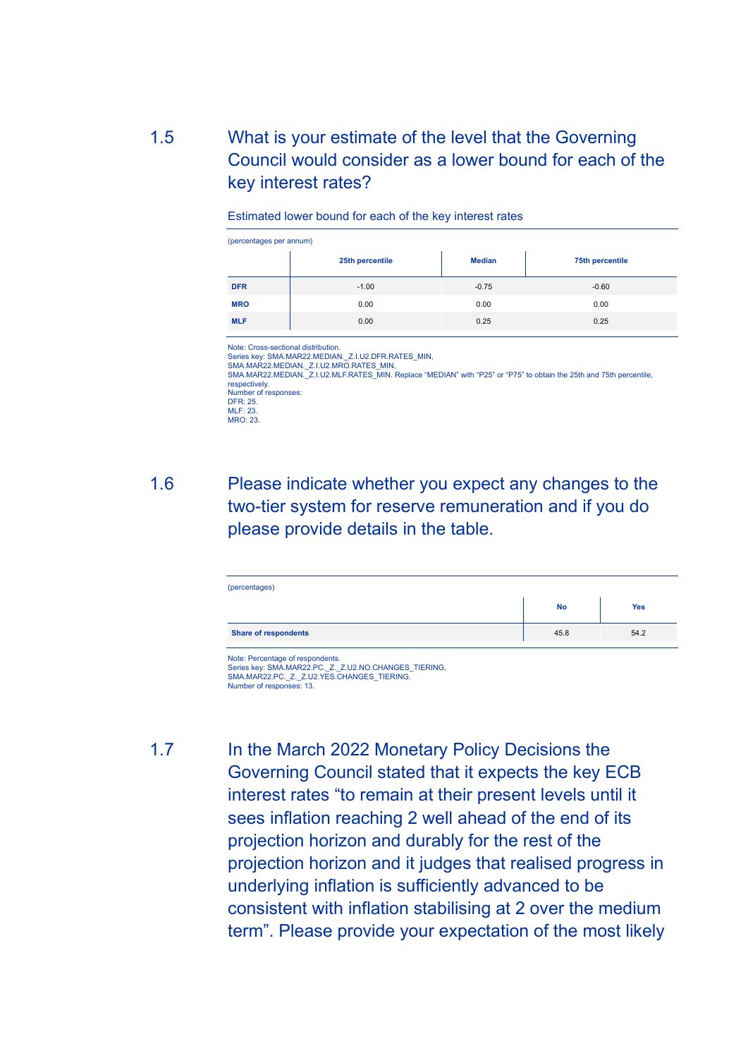## 1.5 What is your estimate of the level that the Governing Council would consider as a lower bound for each of the key interest rates?

Estimated lower bound for each of the key interest rates

(percentages per annum)

| | 25th percentile | Median | 75th percentile |
|---|---|---|---|
| **DFR** | -1.00 | -0.75 | -0.60 |
| **MRO** | 0.00 | 0.00 | 0.00 |
| **MLF** | 0.00 | 0.25 | 0.25 |

Note: Cross-sectional distribution.
Series key: SMA.MAR22.MEDIAN._Z.I.U2.DFR.RATES_MIN,
SMA.MAR22.MEDIAN._Z.I.U2.MRO.RATES_MIN,
SMA.MAR22.MEDIAN._Z.I.U2.MLF.RATES_MIN. Replace "MEDIAN" with "P25" or "P75" to obtain the 25th and 75th percentile, respectively.
Number of responses:
DFR: 25.
MLF: 23.
MRO: 23.

## 1.6 Please indicate whether you expect any changes to the two-tier system for reserve remuneration and if you do please provide details in the table.

(percentages)

| | No | Yes |
|---|---|---|
| **Share of respondents** | 45.8 | 54.2 |

Note: Percentage of respondents.
Series key: SMA.MAR22.PC._Z._Z.U2.NO.CHANGES_TIERING,
SMA.MAR22.PC._Z._Z.U2.YES.CHANGES_TIERING.
Number of responses: 13.

## 1.7 In the March 2022 Monetary Policy Decisions the Governing Council stated that it expects the key ECB interest rates "to remain at their present levels until it sees inflation reaching 2 well ahead of the end of its projection horizon and durably for the rest of the projection horizon and it judges that realised progress in underlying inflation is sufficiently advanced to be consistent with inflation stabilising at 2 over the medium term". Please provide your expectation of the most likely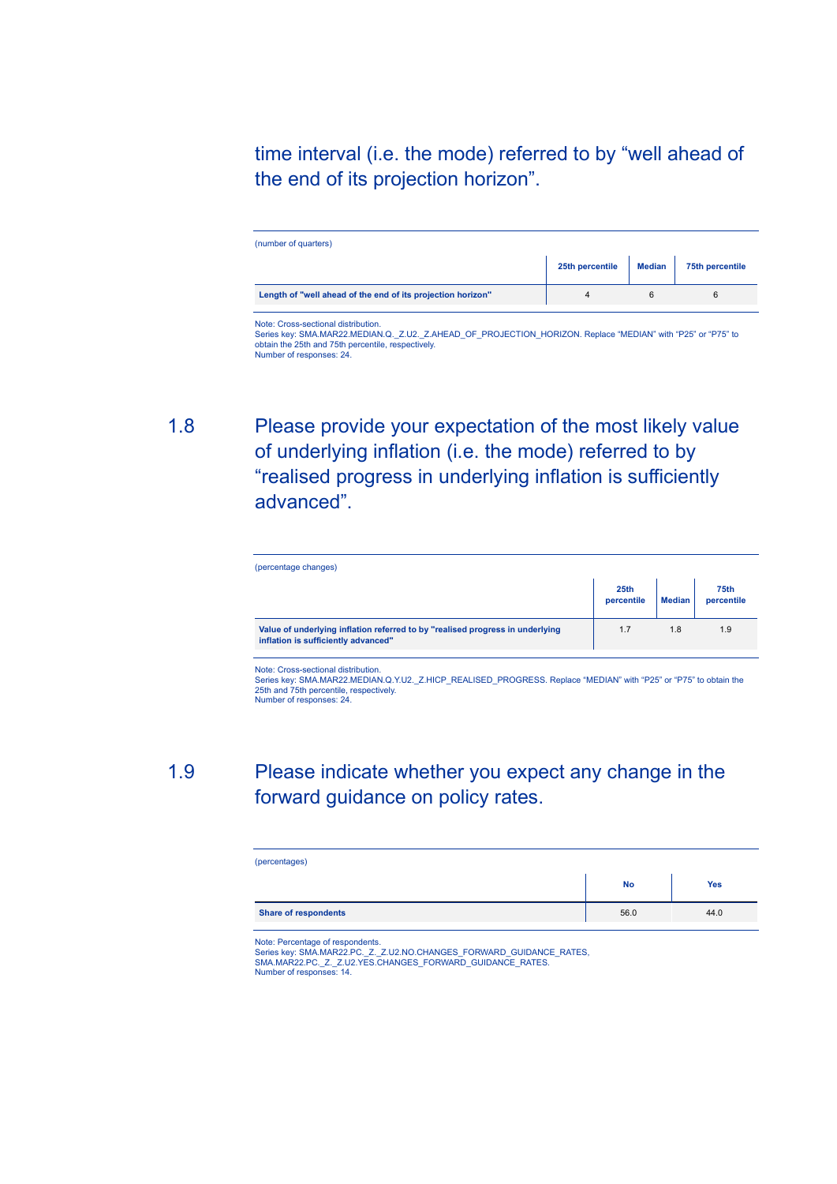time interval (i.e. the mode) referred to by “well ahead of the end of its projection horizon”.

(number of quarters)

| | 25th percentile | Median | 75th percentile |
|---|---|---|---|
| **Length of "well ahead of the end of its projection horizon"** | 4 | 6 | 6 |

Note: Cross-sectional distribution.
Series key: SMA.MAR22.MEDIAN.Q._Z.U2._Z.AHEAD_OF_PROJECTION_HORIZON. Replace “MEDIAN” with “P25” or “P75” to obtain the 25th and 75th percentile, respectively.
Number of responses: 24.

## 1.8 Please provide your expectation of the most likely value of underlying inflation (i.e. the mode) referred to by “realised progress in underlying inflation is sufficiently advanced”.

(percentage changes)

| | 25th percentile | Median | 75th percentile |
|---|---|---|---|
| **Value of underlying inflation referred to by "realised progress in underlying inflation is sufficiently advanced"** | 1.7 | 1.8 | 1.9 |

Note: Cross-sectional distribution.
Series key: SMA.MAR22.MEDIAN.Q.Y.U2._Z.HICP_REALISED_PROGRESS. Replace “MEDIAN” with “P25” or “P75” to obtain the 25th and 75th percentile, respectively.
Number of responses: 24.

## 1.9 Please indicate whether you expect any change in the forward guidance on policy rates.

(percentages)

| | No | Yes |
|---|---|---|
| **Share of respondents** | 56.0 | 44.0 |

Note: Percentage of respondents.
Series key: SMA.MAR22.PC._Z._Z.U2.NO.CHANGES_FORWARD_GUIDANCE_RATES, SMA.MAR22.PC._Z._Z.U2.YES.CHANGES_FORWARD_GUIDANCE_RATES.
Number of responses: 14.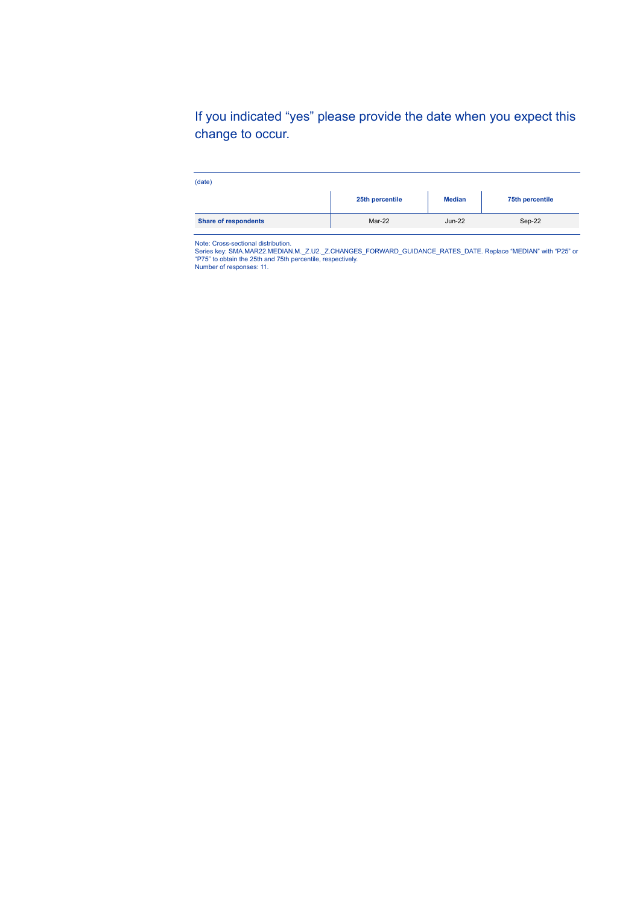## If you indicated “yes” please provide the date when you expect this change to occur.

(date)

| | 25th percentile | Median | 75th percentile |
|---|---|---|---|
| **Share of respondents** | Mar-22 | Jun-22 | Sep-22 |

Note: Cross-sectional distribution.
Series key: SMA.MAR22.MEDIAN.M._Z.U2._Z.CHANGES_FORWARD_GUIDANCE_RATES_DATE. Replace “MEDIAN” with “P25” or “P75” to obtain the 25th and 75th percentile, respectively.
Number of responses: 11.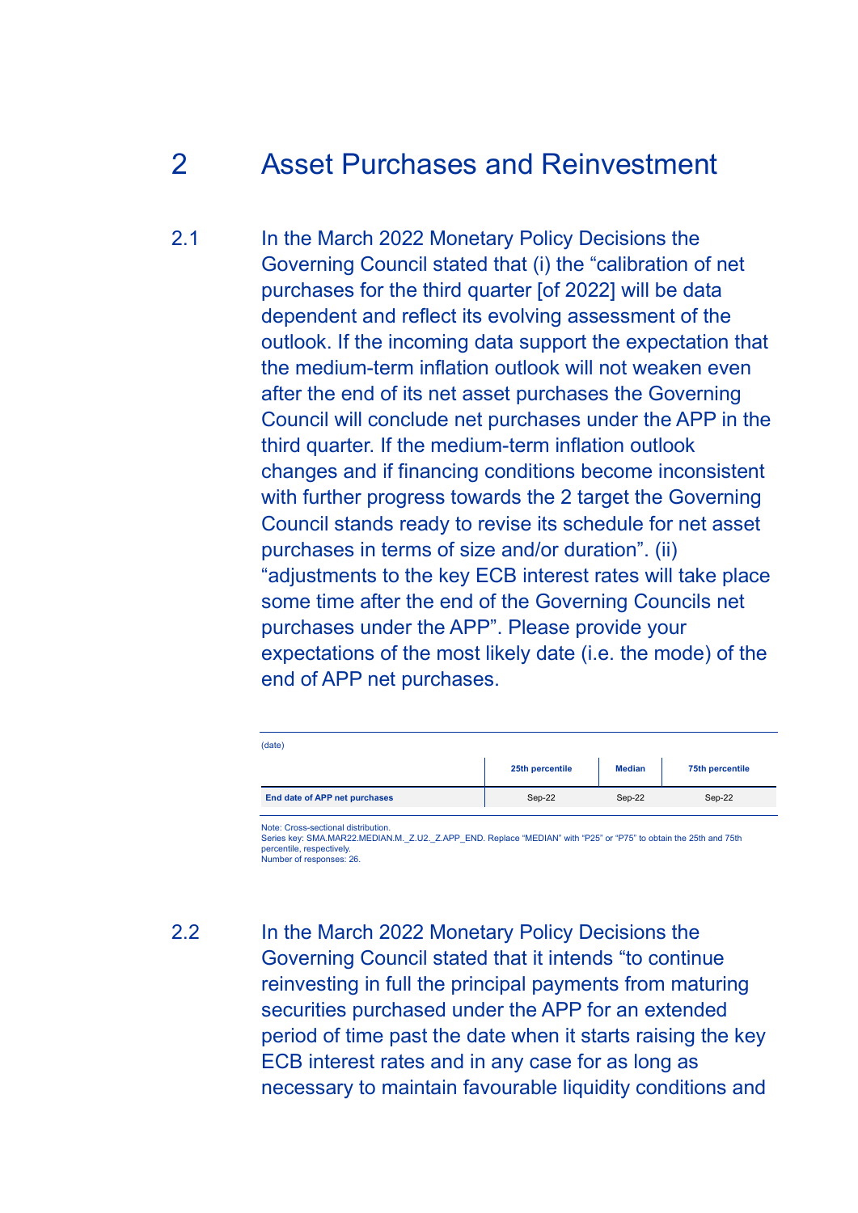## 2 Asset Purchases and Reinvestment

2.1 In the March 2022 Monetary Policy Decisions the Governing Council stated that (i) the “calibration of net purchases for the third quarter [of 2022] will be data dependent and reflect its evolving assessment of the outlook. If the incoming data support the expectation that the medium-term inflation outlook will not weaken even after the end of its net asset purchases the Governing Council will conclude net purchases under the APP in the third quarter. If the medium-term inflation outlook changes and if financing conditions become inconsistent with further progress towards the 2 target the Governing Council stands ready to revise its schedule for net asset purchases in terms of size and/or duration”. (ii) “adjustments to the key ECB interest rates will take place some time after the end of the Governing Councils net purchases under the APP”. Please provide your expectations of the most likely date (i.e. the mode) of the end of APP net purchases.

(date)

| | 25th percentile | Median | 75th percentile |
|---|---|---|---|
| **End date of APP net purchases** | Sep-22 | Sep-22 | Sep-22 |

Note: Cross-sectional distribution.
Series key: SMA.MAR22.MEDIAN.M._Z.U2._Z.APP_END. Replace “MEDIAN” with “P25” or “P75” to obtain the 25th and 75th percentile, respectively.
Number of responses: 26.

2.2 In the March 2022 Monetary Policy Decisions the Governing Council stated that it intends “to continue reinvesting in full the principal payments from maturing securities purchased under the APP for an extended period of time past the date when it starts raising the key ECB interest rates and in any case for as long as necessary to maintain favourable liquidity conditions and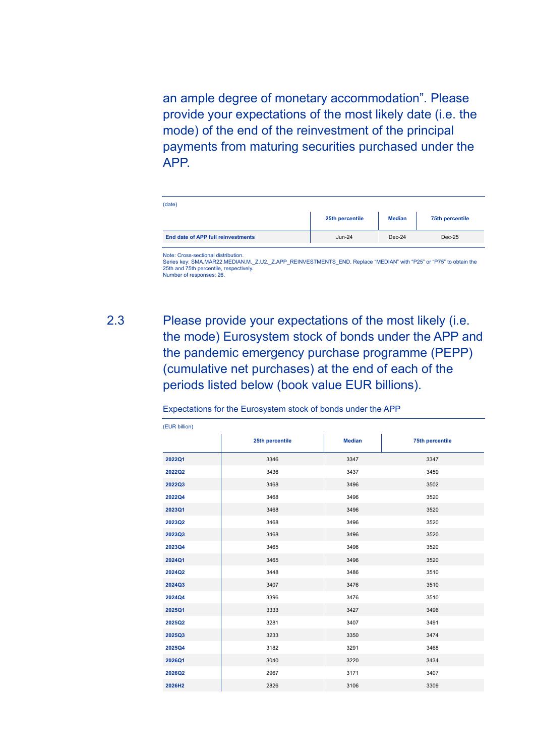an ample degree of monetary accommodation". Please provide your expectations of the most likely date (i.e. the mode) of the end of the reinvestment of the principal payments from maturing securities purchased under the APP.

(date)

| | 25th percentile | Median | 75th percentile |
|---|---|---|---|
| **End date of APP full reinvestments** | Jun-24 | Dec-24 | Dec-25 |

Note: Cross-sectional distribution.
Series key: SMA.MAR22.MEDIAN.M._Z.U2._Z.APP_REINVESTMENTS_END. Replace "MEDIAN" with "P25" or "P75" to obtain the 25th and 75th percentile, respectively.
Number of responses: 26.

## 2.3 Please provide your expectations of the most likely (i.e. the mode) Eurosystem stock of bonds under the APP and the pandemic emergency purchase programme (PEPP) (cumulative net purchases) at the end of each of the periods listed below (book value EUR billions).

Expectations for the Eurosystem stock of bonds under the APP

(EUR billion)

| | 25th percentile | Median | 75th percentile |
|---|---|---|---|
| **2022Q1** | 3346 | 3347 | 3347 |
| **2022Q2** | 3436 | 3437 | 3459 |
| **2022Q3** | 3468 | 3496 | 3502 |
| **2022Q4** | 3468 | 3496 | 3520 |
| **2023Q1** | 3468 | 3496 | 3520 |
| **2023Q2** | 3468 | 3496 | 3520 |
| **2023Q3** | 3468 | 3496 | 3520 |
| **2023Q4** | 3465 | 3496 | 3520 |
| **2024Q1** | 3465 | 3496 | 3520 |
| **2024Q2** | 3448 | 3486 | 3510 |
| **2024Q3** | 3407 | 3476 | 3510 |
| **2024Q4** | 3396 | 3476 | 3510 |
| **2025Q1** | 3333 | 3427 | 3496 |
| **2025Q2** | 3281 | 3407 | 3491 |
| **2025Q3** | 3233 | 3350 | 3474 |
| **2025Q4** | 3182 | 3291 | 3468 |
| **2026Q1** | 3040 | 3220 | 3434 |
| **2026Q2** | 2967 | 3171 | 3407 |
| **2026H2** | 2826 | 3106 | 3309 |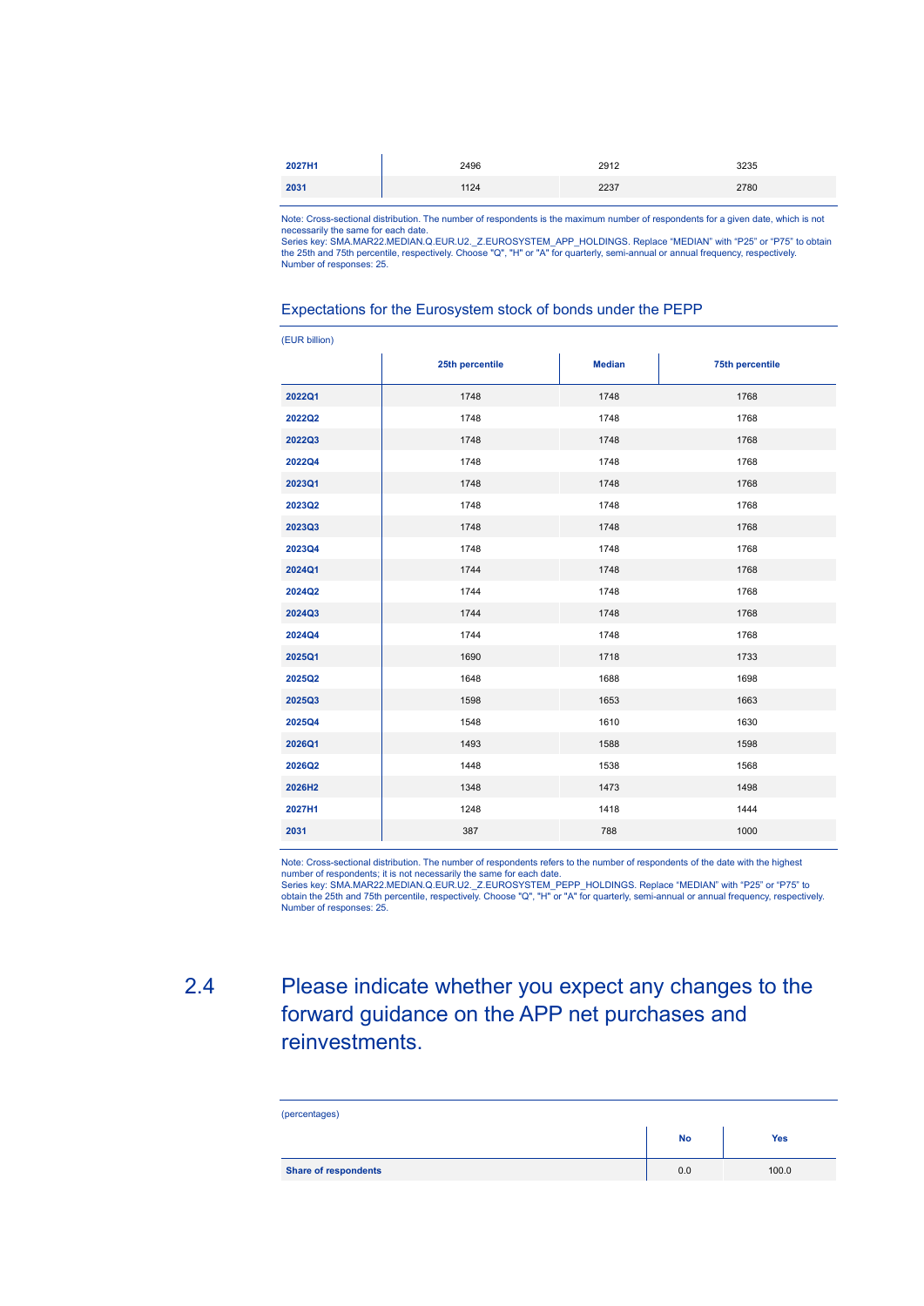| | 25th percentile | Median | 75th percentile |
|---|---|---|---|
| **2027H1** | 2496 | 2912 | 3235 |
| **2031** | 1124 | 2237 | 2780 |

Note: Cross-sectional distribution. The number of respondents is the maximum number of respondents for a given date, which is not necessarily the same for each date.
Series key: SMA.MAR22.MEDIAN.Q.EUR.U2._Z.EUROSYSTEM_APP_HOLDINGS. Replace "MEDIAN" with "P25" or "P75" to obtain the 25th and 75th percentile, respectively. Choose "Q", "H" or "A" for quarterly, semi-annual or annual frequency, respectively.
Number of responses: 25.

### Expectations for the Eurosystem stock of bonds under the PEPP

(EUR billion)

| | 25th percentile | Median | 75th percentile |
|---|---|---|---|
| **2022Q1** | 1748 | 1748 | 1768 |
| **2022Q2** | 1748 | 1748 | 1768 |
| **2022Q3** | 1748 | 1748 | 1768 |
| **2022Q4** | 1748 | 1748 | 1768 |
| **2023Q1** | 1748 | 1748 | 1768 |
| **2023Q2** | 1748 | 1748 | 1768 |
| **2023Q3** | 1748 | 1748 | 1768 |
| **2023Q4** | 1748 | 1748 | 1768 |
| **2024Q1** | 1744 | 1748 | 1768 |
| **2024Q2** | 1744 | 1748 | 1768 |
| **2024Q3** | 1744 | 1748 | 1768 |
| **2024Q4** | 1744 | 1748 | 1768 |
| **2025Q1** | 1690 | 1718 | 1733 |
| **2025Q2** | 1648 | 1688 | 1698 |
| **2025Q3** | 1598 | 1653 | 1663 |
| **2025Q4** | 1548 | 1610 | 1630 |
| **2026Q1** | 1493 | 1588 | 1598 |
| **2026Q2** | 1448 | 1538 | 1568 |
| **2026H2** | 1348 | 1473 | 1498 |
| **2027H1** | 1248 | 1418 | 1444 |
| **2031** | 387 | 788 | 1000 |

Note: Cross-sectional distribution. The number of respondents refers to the number of respondents of the date with the highest number of respondents; it is not necessarily the same for each date.
Series key: SMA.MAR22.MEDIAN.Q.EUR.U2._Z.EUROSYSTEM_PEPP_HOLDINGS. Replace "MEDIAN" with "P25" or "P75" to obtain the 25th and 75th percentile, respectively. Choose "Q", "H" or "A" for quarterly, semi-annual or annual frequency, respectively.
Number of responses: 25.

## 2.4 Please indicate whether you expect any changes to the forward guidance on the APP net purchases and reinvestments.

(percentages)

| | No | Yes |
|---|---|---|
| **Share of respondents** | 0.0 | 100.0 |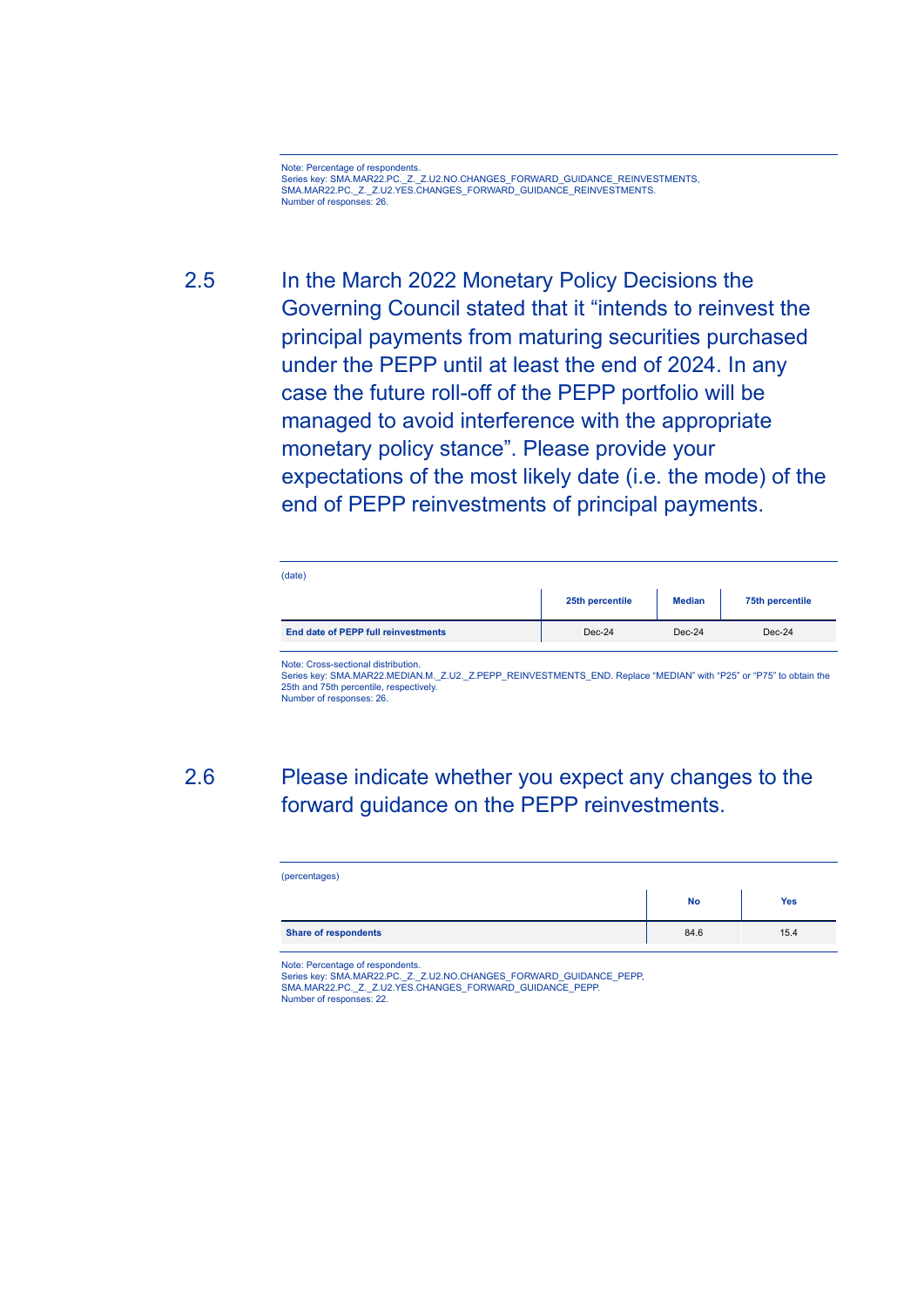Note: Percentage of respondents.
Series key: SMA.MAR22.PC._Z._Z.U2.NO.CHANGES_FORWARD_GUIDANCE_REINVESTMENTS, SMA.MAR22.PC._Z._Z.U2.YES.CHANGES_FORWARD_GUIDANCE_REINVESTMENTS.
Number of responses: 26.

## 2.5 In the March 2022 Monetary Policy Decisions the Governing Council stated that it “intends to reinvest the principal payments from maturing securities purchased under the PEPP until at least the end of 2024. In any case the future roll-off of the PEPP portfolio will be managed to avoid interference with the appropriate monetary policy stance”. Please provide your expectations of the most likely date (i.e. the mode) of the end of PEPP reinvestments of principal payments.

(date)

| | 25th percentile | Median | 75th percentile |
|---|---|---|---|
| **End date of PEPP full reinvestments** | Dec-24 | Dec-24 | Dec-24 |

Note: Cross-sectional distribution.
Series key: SMA.MAR22.MEDIAN.M._Z.U2._Z.PEPP_REINVESTMENTS_END. Replace “MEDIAN” with “P25” or “P75” to obtain the 25th and 75th percentile, respectively.
Number of responses: 26.

## 2.6 Please indicate whether you expect any changes to the forward guidance on the PEPP reinvestments.

(percentages)

| | No | Yes |
|---|---|---|
| **Share of respondents** | 84.6 | 15.4 |

Note: Percentage of respondents.
Series key: SMA.MAR22.PC._Z._Z.U2.NO.CHANGES_FORWARD_GUIDANCE_PEPP, SMA.MAR22.PC._Z._Z.U2.YES.CHANGES_FORWARD_GUIDANCE_PEPP.
Number of responses: 22.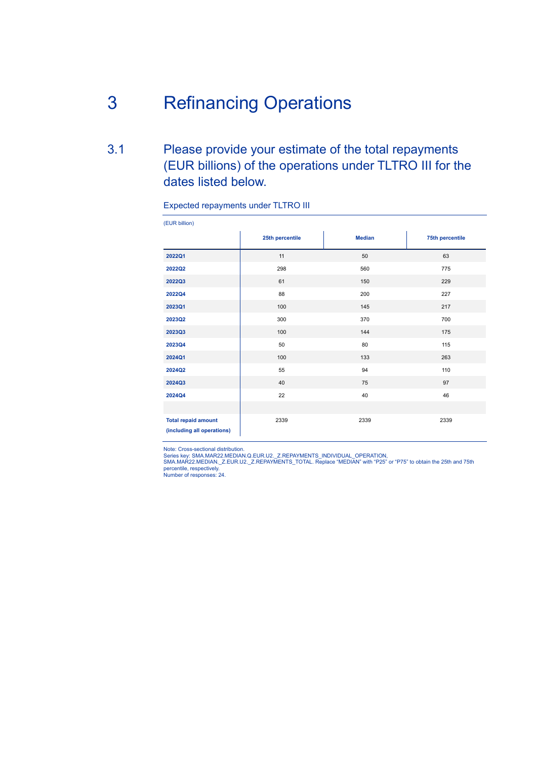# 3 Refinancing Operations

## 3.1 Please provide your estimate of the total repayments (EUR billions) of the operations under TLTRO III for the dates listed below.

Expected repayments under TLTRO III

(EUR billion)

| | 25th percentile | Median | 75th percentile |
|---|---|---|---|
| **2022Q1** | 11 | 50 | 63 |
| **2022Q2** | 298 | 560 | 775 |
| **2022Q3** | 61 | 150 | 229 |
| **2022Q4** | 88 | 200 | 227 |
| **2023Q1** | 100 | 145 | 217 |
| **2023Q2** | 300 | 370 | 700 |
| **2023Q3** | 100 | 144 | 175 |
| **2023Q4** | 50 | 80 | 115 |
| **2024Q1** | 100 | 133 | 263 |
| **2024Q2** | 55 | 94 | 110 |
| **2024Q3** | 40 | 75 | 97 |
| **2024Q4** | 22 | 40 | 46 |
| | | | |
| **Total repaid amount (including all operations)** | 2339 | 2339 | 2339 |

Note: Cross-sectional distribution.
Series key: SMA.MAR22.MEDIAN.Q.EUR.U2._Z.REPAYMENTS_INDIVIDUAL_OPERATION, SMA.MAR22.MEDIAN._Z.EUR.U2._Z.REPAYMENTS_TOTAL. Replace "MEDIAN" with "P25" or "P75" to obtain the 25th and 75th percentile, respectively.
Number of responses: 24.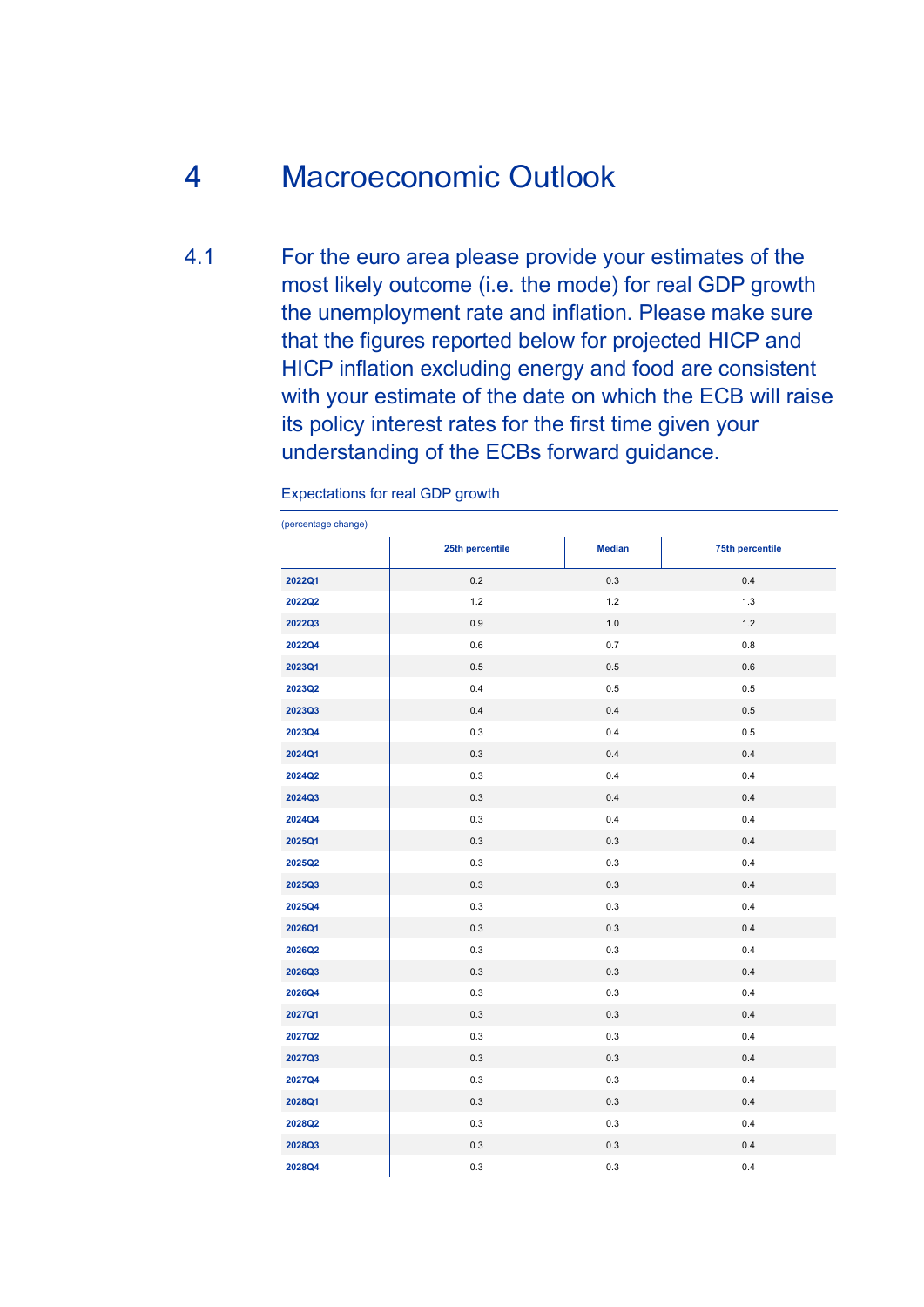# 4 Macroeconomic Outlook

4.1 For the euro area please provide your estimates of the most likely outcome (i.e. the mode) for real GDP growth the unemployment rate and inflation. Please make sure that the figures reported below for projected HICP and HICP inflation excluding energy and food are consistent with your estimate of the date on which the ECB will raise its policy interest rates for the first time given your understanding of the ECBs forward guidance.

Expectations for real GDP growth

(percentage change)

| | 25th percentile | Median | 75th percentile |
|---|---|---|---|
| 2022Q1 | 0.2 | 0.3 | 0.4 |
| 2022Q2 | 1.2 | 1.2 | 1.3 |
| 2022Q3 | 0.9 | 1.0 | 1.2 |
| 2022Q4 | 0.6 | 0.7 | 0.8 |
| 2023Q1 | 0.5 | 0.5 | 0.6 |
| 2023Q2 | 0.4 | 0.5 | 0.5 |
| 2023Q3 | 0.4 | 0.4 | 0.5 |
| 2023Q4 | 0.3 | 0.4 | 0.5 |
| 2024Q1 | 0.3 | 0.4 | 0.4 |
| 2024Q2 | 0.3 | 0.4 | 0.4 |
| 2024Q3 | 0.3 | 0.4 | 0.4 |
| 2024Q4 | 0.3 | 0.4 | 0.4 |
| 2025Q1 | 0.3 | 0.3 | 0.4 |
| 2025Q2 | 0.3 | 0.3 | 0.4 |
| 2025Q3 | 0.3 | 0.3 | 0.4 |
| 2025Q4 | 0.3 | 0.3 | 0.4 |
| 2026Q1 | 0.3 | 0.3 | 0.4 |
| 2026Q2 | 0.3 | 0.3 | 0.4 |
| 2026Q3 | 0.3 | 0.3 | 0.4 |
| 2026Q4 | 0.3 | 0.3 | 0.4 |
| 2027Q1 | 0.3 | 0.3 | 0.4 |
| 2027Q2 | 0.3 | 0.3 | 0.4 |
| 2027Q3 | 0.3 | 0.3 | 0.4 |
| 2027Q4 | 0.3 | 0.3 | 0.4 |
| 2028Q1 | 0.3 | 0.3 | 0.4 |
| 2028Q2 | 0.3 | 0.3 | 0.4 |
| 2028Q3 | 0.3 | 0.3 | 0.4 |
| 2028Q4 | 0.3 | 0.3 | 0.4 |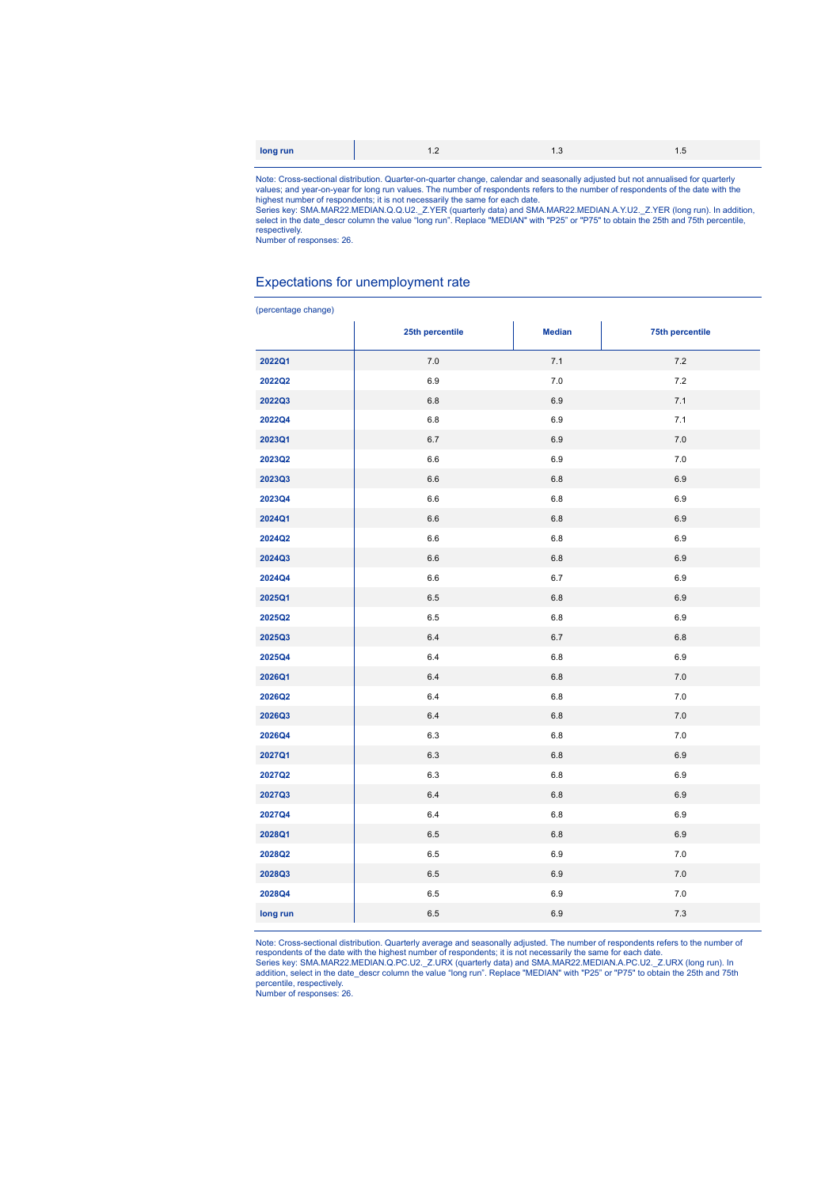| long run | 1.2 | 1.3 | 1.5 |
|---|---|---|---|

Note: Cross-sectional distribution. Quarter-on-quarter change, calendar and seasonally adjusted but not annualised for quarterly values; and year-on-year for long run values. The number of respondents refers to the number of respondents of the date with the highest number of respondents; it is not necessarily the same for each date.
Series key: SMA.MAR22.MEDIAN.Q.Q.U2._Z.YER (quarterly data) and SMA.MAR22.MEDIAN.A.Y.U2._Z.YER (long run). In addition, select in the date_descr column the value "long run". Replace "MEDIAN" with "P25" or "P75" to obtain the 25th and 75th percentile, respectively.
Number of responses: 26.

## Expectations for unemployment rate

(percentage change)

| | 25th percentile | Median | 75th percentile |
|---|---|---|---|
| 2022Q1 | 7.0 | 7.1 | 7.2 |
| 2022Q2 | 6.9 | 7.0 | 7.2 |
| 2022Q3 | 6.8 | 6.9 | 7.1 |
| 2022Q4 | 6.8 | 6.9 | 7.1 |
| 2023Q1 | 6.7 | 6.9 | 7.0 |
| 2023Q2 | 6.6 | 6.9 | 7.0 |
| 2023Q3 | 6.6 | 6.8 | 6.9 |
| 2023Q4 | 6.6 | 6.8 | 6.9 |
| 2024Q1 | 6.6 | 6.8 | 6.9 |
| 2024Q2 | 6.6 | 6.8 | 6.9 |
| 2024Q3 | 6.6 | 6.8 | 6.9 |
| 2024Q4 | 6.6 | 6.7 | 6.9 |
| 2025Q1 | 6.5 | 6.8 | 6.9 |
| 2025Q2 | 6.5 | 6.8 | 6.9 |
| 2025Q3 | 6.4 | 6.7 | 6.8 |
| 2025Q4 | 6.4 | 6.8 | 6.9 |
| 2026Q1 | 6.4 | 6.8 | 7.0 |
| 2026Q2 | 6.4 | 6.8 | 7.0 |
| 2026Q3 | 6.4 | 6.8 | 7.0 |
| 2026Q4 | 6.3 | 6.8 | 7.0 |
| 2027Q1 | 6.3 | 6.8 | 6.9 |
| 2027Q2 | 6.3 | 6.8 | 6.9 |
| 2027Q3 | 6.4 | 6.8 | 6.9 |
| 2027Q4 | 6.4 | 6.8 | 6.9 |
| 2028Q1 | 6.5 | 6.8 | 6.9 |
| 2028Q2 | 6.5 | 6.9 | 7.0 |
| 2028Q3 | 6.5 | 6.9 | 7.0 |
| 2028Q4 | 6.5 | 6.9 | 7.0 |
| long run | 6.5 | 6.9 | 7.3 |

Note: Cross-sectional distribution. Quarterly average and seasonally adjusted. The number of respondents refers to the number of respondents of the date with the highest number of respondents; it is not necessarily the same for each date.
Series key: SMA.MAR22.MEDIAN.Q.PC.U2._Z.URX (quarterly data) and SMA.MAR22.MEDIAN.A.PC.U2._Z.URX (long run). In addition, select in the date_descr column the value "long run". Replace "MEDIAN" with "P25" or "P75" to obtain the 25th and 75th percentile, respectively.
Number of responses: 26.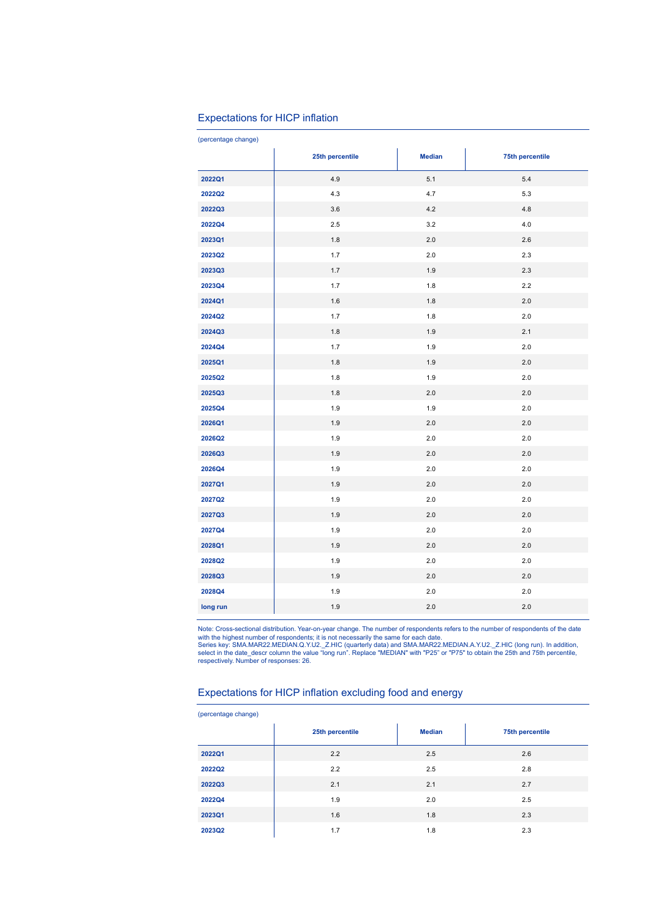## Expectations for HICP inflation

(percentage change)

| | 25th percentile | Median | 75th percentile |
|---|---|---|---|
| **2022Q1** | 4.9 | 5.1 | 5.4 |
| **2022Q2** | 4.3 | 4.7 | 5.3 |
| **2022Q3** | 3.6 | 4.2 | 4.8 |
| **2022Q4** | 2.5 | 3.2 | 4.0 |
| **2023Q1** | 1.8 | 2.0 | 2.6 |
| **2023Q2** | 1.7 | 2.0 | 2.3 |
| **2023Q3** | 1.7 | 1.9 | 2.3 |
| **2023Q4** | 1.7 | 1.8 | 2.2 |
| **2024Q1** | 1.6 | 1.8 | 2.0 |
| **2024Q2** | 1.7 | 1.8 | 2.0 |
| **2024Q3** | 1.8 | 1.9 | 2.1 |
| **2024Q4** | 1.7 | 1.9 | 2.0 |
| **2025Q1** | 1.8 | 1.9 | 2.0 |
| **2025Q2** | 1.8 | 1.9 | 2.0 |
| **2025Q3** | 1.8 | 2.0 | 2.0 |
| **2025Q4** | 1.9 | 1.9 | 2.0 |
| **2026Q1** | 1.9 | 2.0 | 2.0 |
| **2026Q2** | 1.9 | 2.0 | 2.0 |
| **2026Q3** | 1.9 | 2.0 | 2.0 |
| **2026Q4** | 1.9 | 2.0 | 2.0 |
| **2027Q1** | 1.9 | 2.0 | 2.0 |
| **2027Q2** | 1.9 | 2.0 | 2.0 |
| **2027Q3** | 1.9 | 2.0 | 2.0 |
| **2027Q4** | 1.9 | 2.0 | 2.0 |
| **2028Q1** | 1.9 | 2.0 | 2.0 |
| **2028Q2** | 1.9 | 2.0 | 2.0 |
| **2028Q3** | 1.9 | 2.0 | 2.0 |
| **2028Q4** | 1.9 | 2.0 | 2.0 |
| **long run** | 1.9 | 2.0 | 2.0 |

Note: Cross-sectional distribution. Year-on-year change. The number of respondents refers to the number of respondents of the date with the highest number of respondents; it is not necessarily the same for each date.
Series key: SMA.MAR22.MEDIAN.Q.Y.U2._Z.HIC (quarterly data) and SMA.MAR22.MEDIAN.A.Y.U2._Z.HIC (long run). In addition, select in the date_descr column the value "long run". Replace "MEDIAN" with "P25" or "P75" to obtain the 25th and 75th percentile, respectively. Number of responses: 26.

## Expectations for HICP inflation excluding food and energy

(percentage change)

| | 25th percentile | Median | 75th percentile |
|---|---|---|---|
| **2022Q1** | 2.2 | 2.5 | 2.6 |
| **2022Q2** | 2.2 | 2.5 | 2.8 |
| **2022Q3** | 2.1 | 2.1 | 2.7 |
| **2022Q4** | 1.9 | 2.0 | 2.5 |
| **2023Q1** | 1.6 | 1.8 | 2.3 |
| **2023Q2** | 1.7 | 1.8 | 2.3 |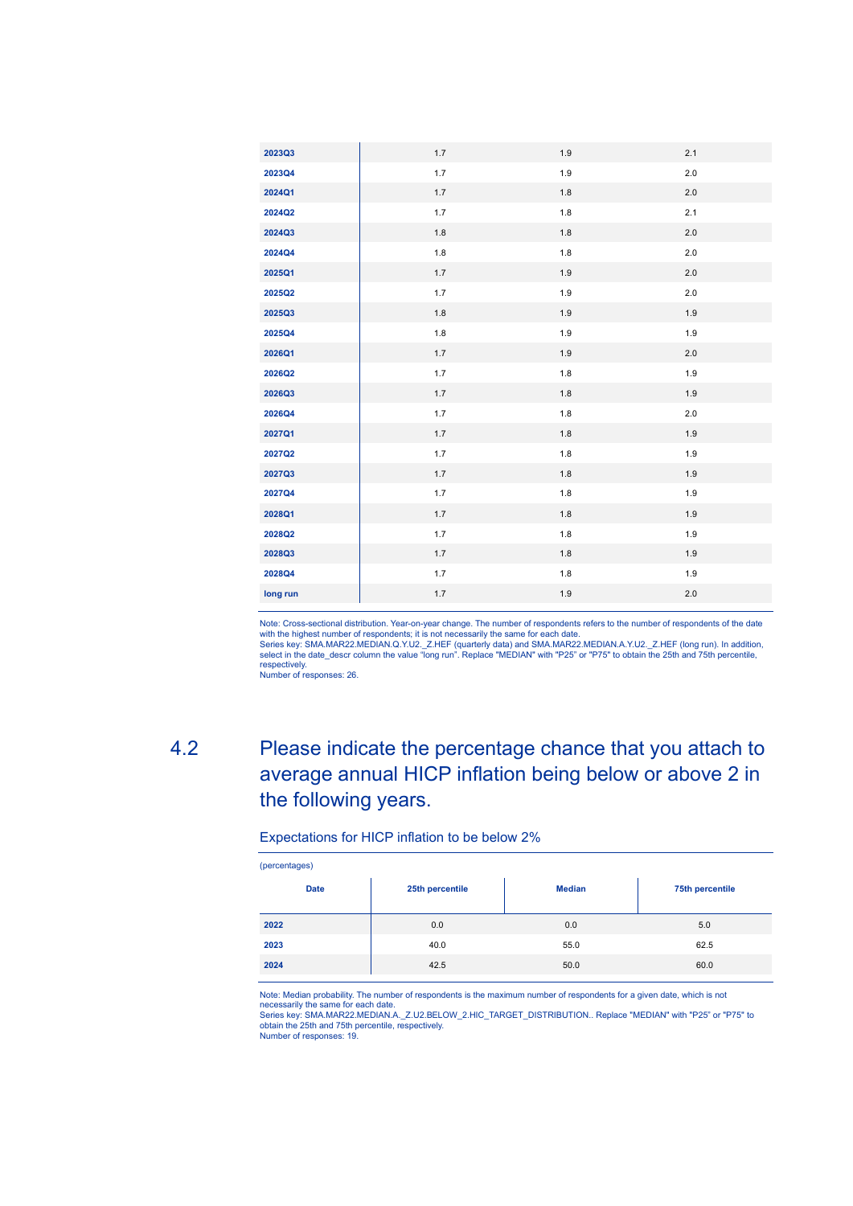| | | | |
|---|---|---|---|
| **2023Q3** | 1.7 | 1.9 | 2.1 |
| **2023Q4** | 1.7 | 1.9 | 2.0 |
| **2024Q1** | 1.7 | 1.8 | 2.0 |
| **2024Q2** | 1.7 | 1.8 | 2.1 |
| **2024Q3** | 1.8 | 1.8 | 2.0 |
| **2024Q4** | 1.8 | 1.8 | 2.0 |
| **2025Q1** | 1.7 | 1.9 | 2.0 |
| **2025Q2** | 1.7 | 1.9 | 2.0 |
| **2025Q3** | 1.8 | 1.9 | 1.9 |
| **2025Q4** | 1.8 | 1.9 | 1.9 |
| **2026Q1** | 1.7 | 1.9 | 2.0 |
| **2026Q2** | 1.7 | 1.8 | 1.9 |
| **2026Q3** | 1.7 | 1.8 | 1.9 |
| **2026Q4** | 1.7 | 1.8 | 2.0 |
| **2027Q1** | 1.7 | 1.8 | 1.9 |
| **2027Q2** | 1.7 | 1.8 | 1.9 |
| **2027Q3** | 1.7 | 1.8 | 1.9 |
| **2027Q4** | 1.7 | 1.8 | 1.9 |
| **2028Q1** | 1.7 | 1.8 | 1.9 |
| **2028Q2** | 1.7 | 1.8 | 1.9 |
| **2028Q3** | 1.7 | 1.8 | 1.9 |
| **2028Q4** | 1.7 | 1.8 | 1.9 |
| **long run** | 1.7 | 1.9 | 2.0 |

Note: Cross-sectional distribution. Year-on-year change. The number of respondents refers to the number of respondents of the date with the highest number of respondents; it is not necessarily the same for each date.
Series key: SMA.MAR22.MEDIAN.Q.Y.U2._Z.HEF (quarterly data) and SMA.MAR22.MEDIAN.A.Y.U2._Z.HEF (long run). In addition, select in the date_descr column the value "long run". Replace "MEDIAN" with "P25" or "P75" to obtain the 25th and 75th percentile, respectively.
Number of responses: 26.

## 4.2 Please indicate the percentage chance that you attach to average annual HICP inflation being below or above 2 in the following years.

### Expectations for HICP inflation to be below 2%

(percentages)

| Date | 25th percentile | Median | 75th percentile |
|---|---|---|---|
| **2022** | 0.0 | 0.0 | 5.0 |
| **2023** | 40.0 | 55.0 | 62.5 |
| **2024** | 42.5 | 50.0 | 60.0 |

Note: Median probability. The number of respondents is the maximum number of respondents for a given date, which is not necessarily the same for each date.
Series key: SMA.MAR22.MEDIAN.A._Z.U2.BELOW_2.HIC_TARGET_DISTRIBUTION.. Replace "MEDIAN" with "P25" or "P75" to obtain the 25th and 75th percentile, respectively.
Number of responses: 19.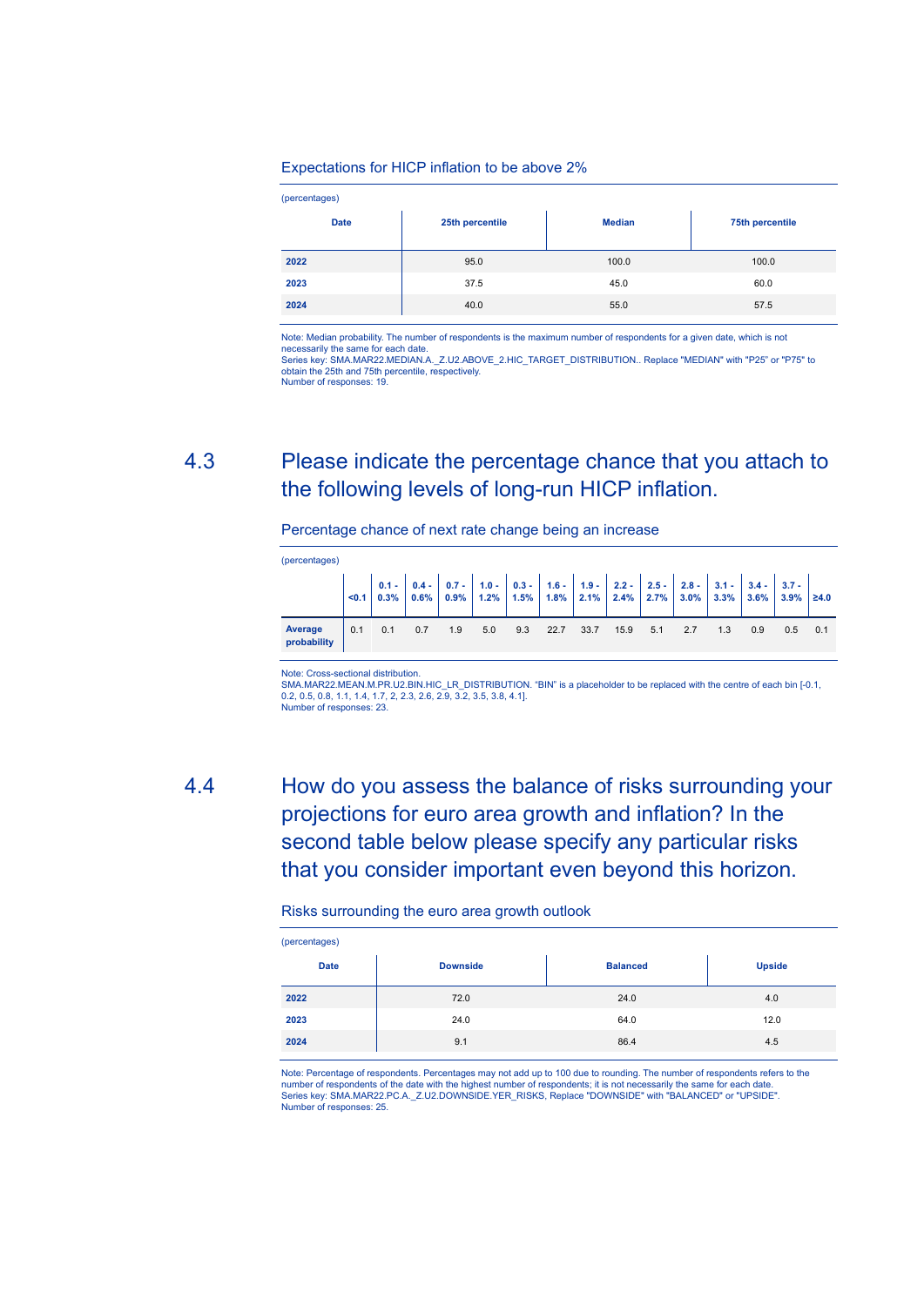Expectations for HICP inflation to be above 2%

(percentages)

| Date | 25th percentile | Median | 75th percentile |
|---|---|---|---|
| **2022** | 95.0 | 100.0 | 100.0 |
| **2023** | 37.5 | 45.0 | 60.0 |
| **2024** | 40.0 | 55.0 | 57.5 |

Note: Median probability. The number of respondents is the maximum number of respondents for a given date, which is not necessarily the same for each date.
Series key: SMA.MAR22.MEDIAN.A._Z.U2.ABOVE_2.HIC_TARGET_DISTRIBUTION.. Replace "MEDIAN" with "P25" or "P75" to obtain the 25th and 75th percentile, respectively.
Number of responses: 19.

## 4.3 Please indicate the percentage chance that you attach to the following levels of long-run HICP inflation.

Percentage chance of next rate change being an increase

(percentages)

| | <0.1 | 0.1 - 0.3% | 0.4 - 0.6% | 0.7 - 0.9% | 1.0 - 1.2% | 0.3 - 1.5% | 1.6 - 1.8% | 1.9 - 2.1% | 2.2 - 2.4% | 2.5 - 2.7% | 2.8 - 3.0% | 3.1 - 3.3% | 3.4 - 3.6% | 3.7 - 3.9% | ≥4.0 |
|---|---|---|---|---|---|---|---|---|---|---|---|---|---|---|---|
| **Average probability** | 0.1 | 0.1 | 0.7 | 1.9 | 5.0 | 9.3 | 22.7 | 33.7 | 15.9 | 5.1 | 2.7 | 1.3 | 0.9 | 0.5 | 0.1 |

Note: Cross-sectional distribution.
SMA.MAR22.MEAN.M.PR.U2.BIN.HIC_LR_DISTRIBUTION. "BIN" is a placeholder to be replaced with the centre of each bin [-0.1, 0.2, 0.5, 0.8, 1.1, 1.4, 1.7, 2, 2.3, 2.6, 2.9, 3.2, 3.5, 3.8, 4.1].
Number of responses: 23.

## 4.4 How do you assess the balance of risks surrounding your projections for euro area growth and inflation? In the second table below please specify any particular risks that you consider important even beyond this horizon.

Risks surrounding the euro area growth outlook

(percentages)

| Date | Downside | Balanced | Upside |
|---|---|---|---|
| **2022** | 72.0 | 24.0 | 4.0 |
| **2023** | 24.0 | 64.0 | 12.0 |
| **2024** | 9.1 | 86.4 | 4.5 |

Note: Percentage of respondents. Percentages may not add up to 100 due to rounding. The number of respondents refers to the number of respondents of the date with the highest number of respondents; it is not necessarily the same for each date.
Series key: SMA.MAR22.PC.A._Z.U2.DOWNSIDE.YER_RISKS, Replace "DOWNSIDE" with "BALANCED" or "UPSIDE".
Number of responses: 25.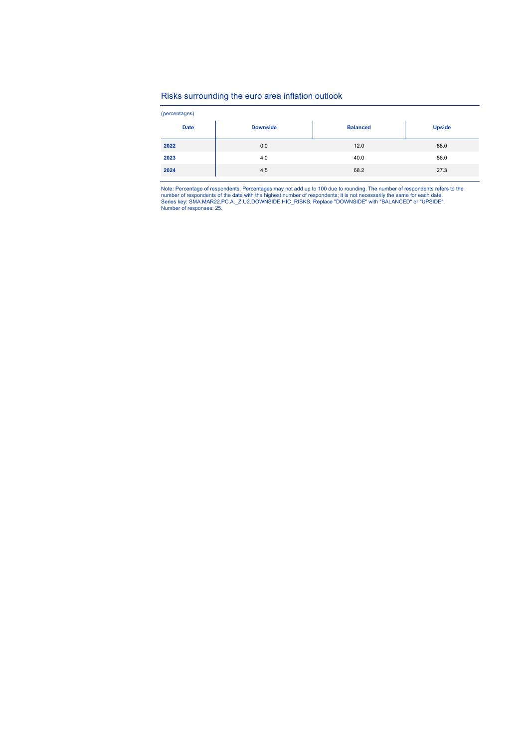## Risks surrounding the euro area inflation outlook

(percentages)

| Date | Downside | Balanced | Upside |
|---|---|---|---|
| **2022** | 0.0 | 12.0 | 88.0 |
| **2023** | 4.0 | 40.0 | 56.0 |
| **2024** | 4.5 | 68.2 | 27.3 |

Note: Percentage of respondents. Percentages may not add up to 100 due to rounding. The number of respondents refers to the number of respondents of the date with the highest number of respondents; it is not necessarily the same for each date.
Series key: SMA.MAR22.PC.A._Z.U2.DOWNSIDE.HIC_RISKS, Replace "DOWNSIDE" with "BALANCED" or "UPSIDE".
Number of responses: 25.